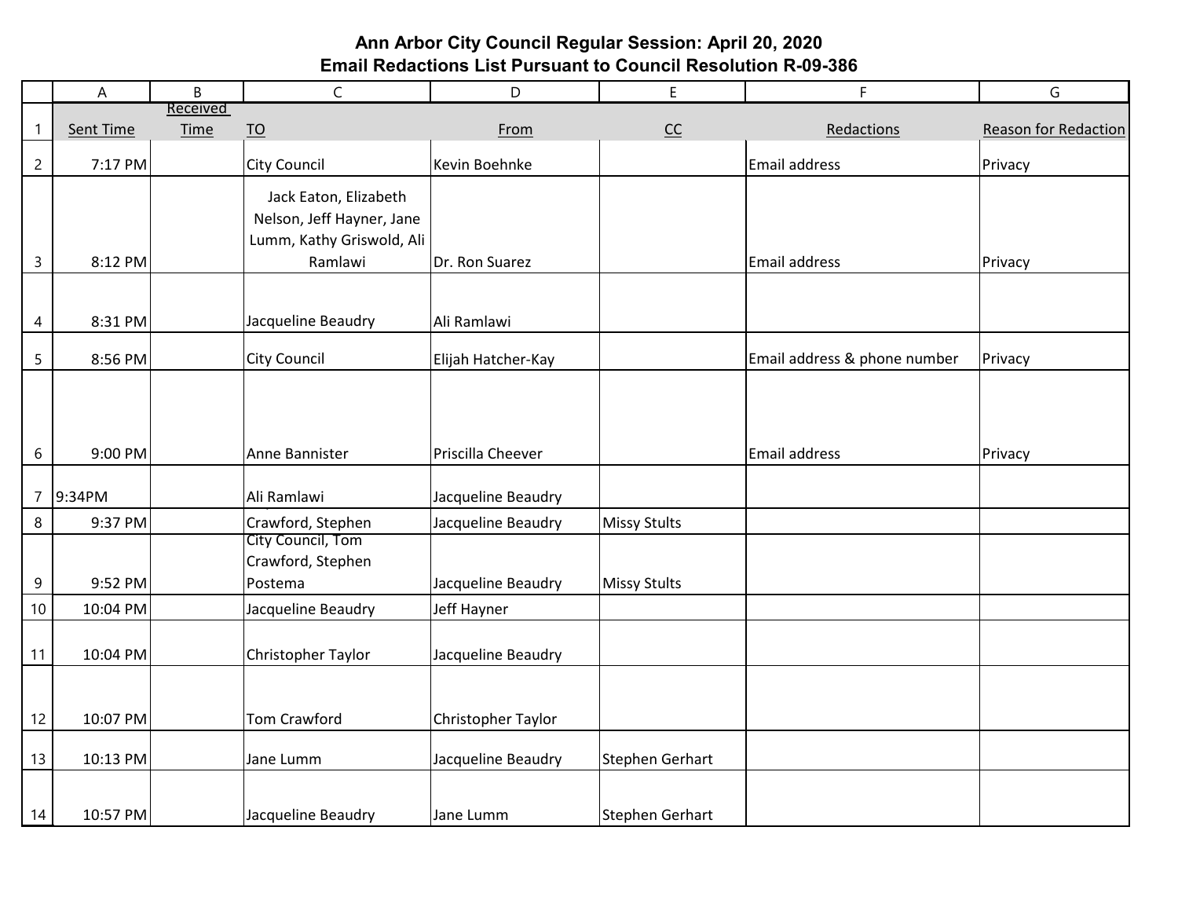# Ann Arbor City Council Regular Session: April 20, 2020
## Email Redactions List Pursuant to Council Resolution R-09-386

| | A | B | C | D | E | F | G |
|---|---|---|---|---|---|---|---|
| 1 | Sent Time | Received Time | TO | From | CC | Redactions | Reason for Redaction |
| 2 | 7:17 PM | | City Council | Kevin Boehnke | | Email address | Privacy |
| 3 | 8:12 PM | | Jack Eaton, Elizabeth Nelson, Jeff Hayner, Jane Lumm, Kathy Griswold, Ali Ramlawi | Dr. Ron Suarez | | Email address | Privacy |
| 4 | 8:31 PM | | Jacqueline Beaudry | Ali Ramlawi | | | |
| 5 | 8:56 PM | | City Council | Elijah Hatcher-Kay | | Email address & phone number | Privacy |
| 6 | 9:00 PM | | Anne Bannister | Priscilla Cheever | | Email address | Privacy |
| 7 | 9:34PM | | Ali Ramlawi | Jacqueline Beaudry | | | |
| 8 | 9:37 PM | | Crawford, Stephen | Jacqueline Beaudry | Missy Stults | | |
| 9 | 9:52 PM | | City Council, Tom Crawford, Stephen Postema | Jacqueline Beaudry | Missy Stults | | |
| 10 | 10:04 PM | | Jacqueline Beaudry | Jeff Hayner | | | |
| 11 | 10:04 PM | | Christopher Taylor | Jacqueline Beaudry | | | |
| 12 | 10:07 PM | | Tom Crawford | Christopher Taylor | | | |
| 13 | 10:13 PM | | Jane Lumm | Jacqueline Beaudry | Stephen Gerhart | | |
| 14 | 10:57 PM | | Jacqueline Beaudry | Jane Lumm | Stephen Gerhart | | |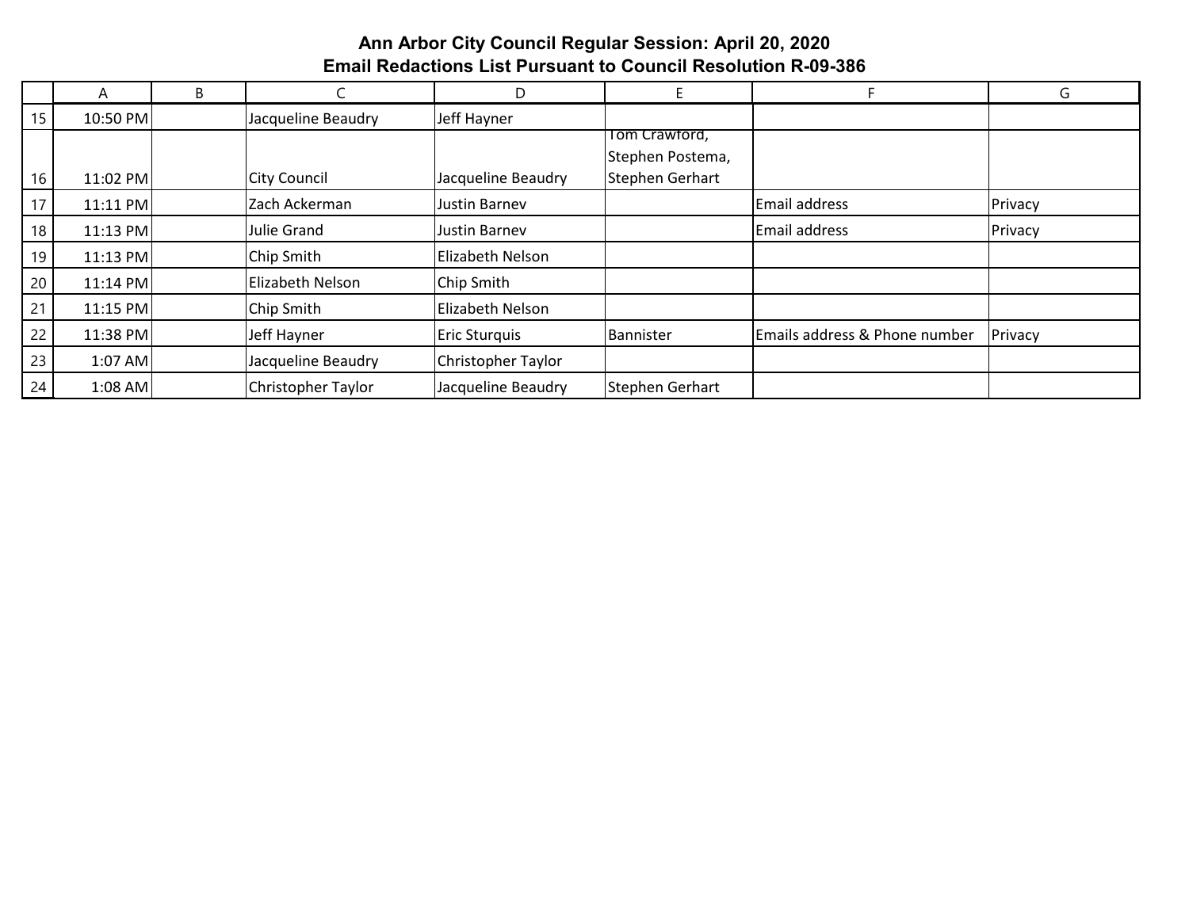**Ann Arbor City Council Regular Session: April 20, 2020**
**Email Redactions List Pursuant to Council Resolution R-09-386**

| | A | B | C | D | E | F | G |
|---|---|---|---|---|---|---|---|
| 15 | 10:50 PM | | Jacqueline Beaudry | Jeff Hayner | | | |
| 16 | 11:02 PM | | City Council | Jacqueline Beaudry | Tom Crawford, Stephen Postema, Stephen Gerhart | | |
| 17 | 11:11 PM | | Zach Ackerman | Justin Barnev | | Email address | Privacy |
| 18 | 11:13 PM | | Julie Grand | Justin Barnev | | Email address | Privacy |
| 19 | 11:13 PM | | Chip Smith | Elizabeth Nelson | | | |
| 20 | 11:14 PM | | Elizabeth Nelson | Chip Smith | | | |
| 21 | 11:15 PM | | Chip Smith | Elizabeth Nelson | | | |
| 22 | 11:38 PM | | Jeff Hayner | Eric Sturquis | Bannister | Emails address & Phone number | Privacy |
| 23 | 1:07 AM | | Jacqueline Beaudry | Christopher Taylor | | | |
| 24 | 1:08 AM | | Christopher Taylor | Jacqueline Beaudry | Stephen Gerhart | | |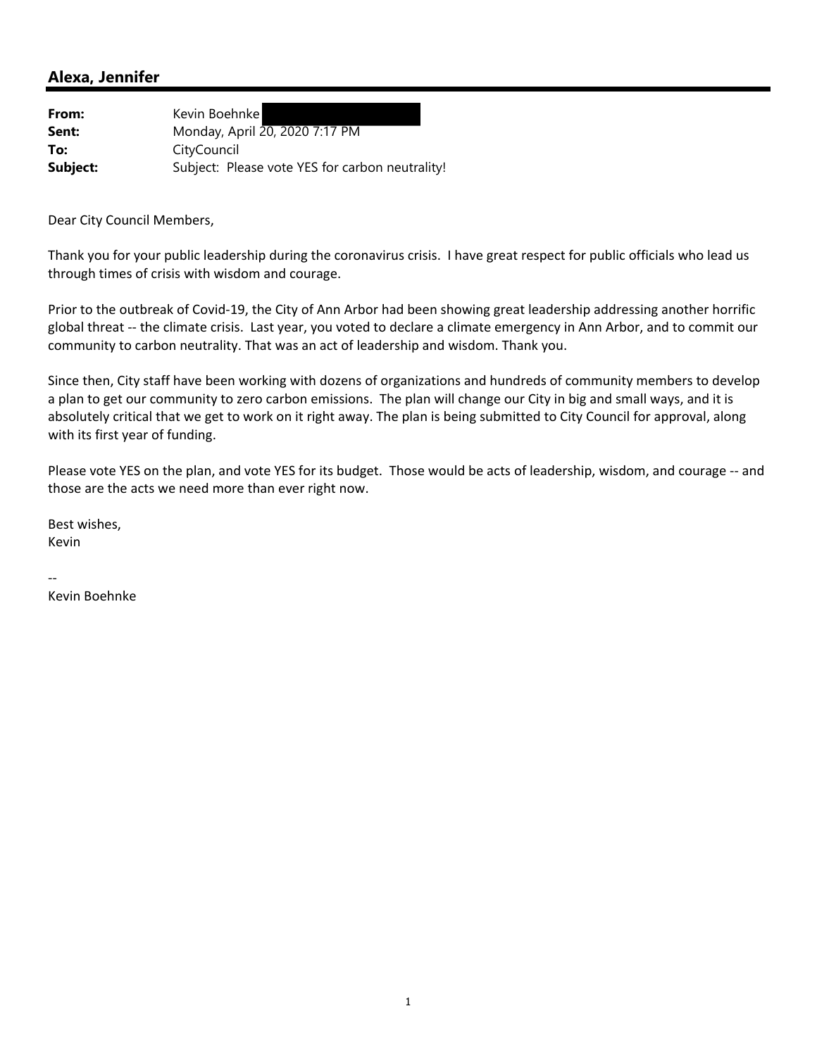## Alexa, Jennifer

| | |
|---|---|
| **From:** | Kevin Boehnke |
| **Sent:** | Monday, April 20, 2020 7:17 PM |
| **To:** | CityCouncil |
| **Subject:** | Subject: Please vote YES for carbon neutrality! |

Dear City Council Members,

Thank you for your public leadership during the coronavirus crisis. I have great respect for public officials who lead us through times of crisis with wisdom and courage.

Prior to the outbreak of Covid-19, the City of Ann Arbor had been showing great leadership addressing another horrific global threat -- the climate crisis. Last year, you voted to declare a climate emergency in Ann Arbor, and to commit our community to carbon neutrality. That was an act of leadership and wisdom. Thank you.

Since then, City staff have been working with dozens of organizations and hundreds of community members to develop a plan to get our community to zero carbon emissions. The plan will change our City in big and small ways, and it is absolutely critical that we get to work on it right away. The plan is being submitted to City Council for approval, along with its first year of funding.

Please vote YES on the plan, and vote YES for its budget. Those would be acts of leadership, wisdom, and courage -- and those are the acts we need more than ever right now.

Best wishes,
Kevin

--
Kevin Boehnke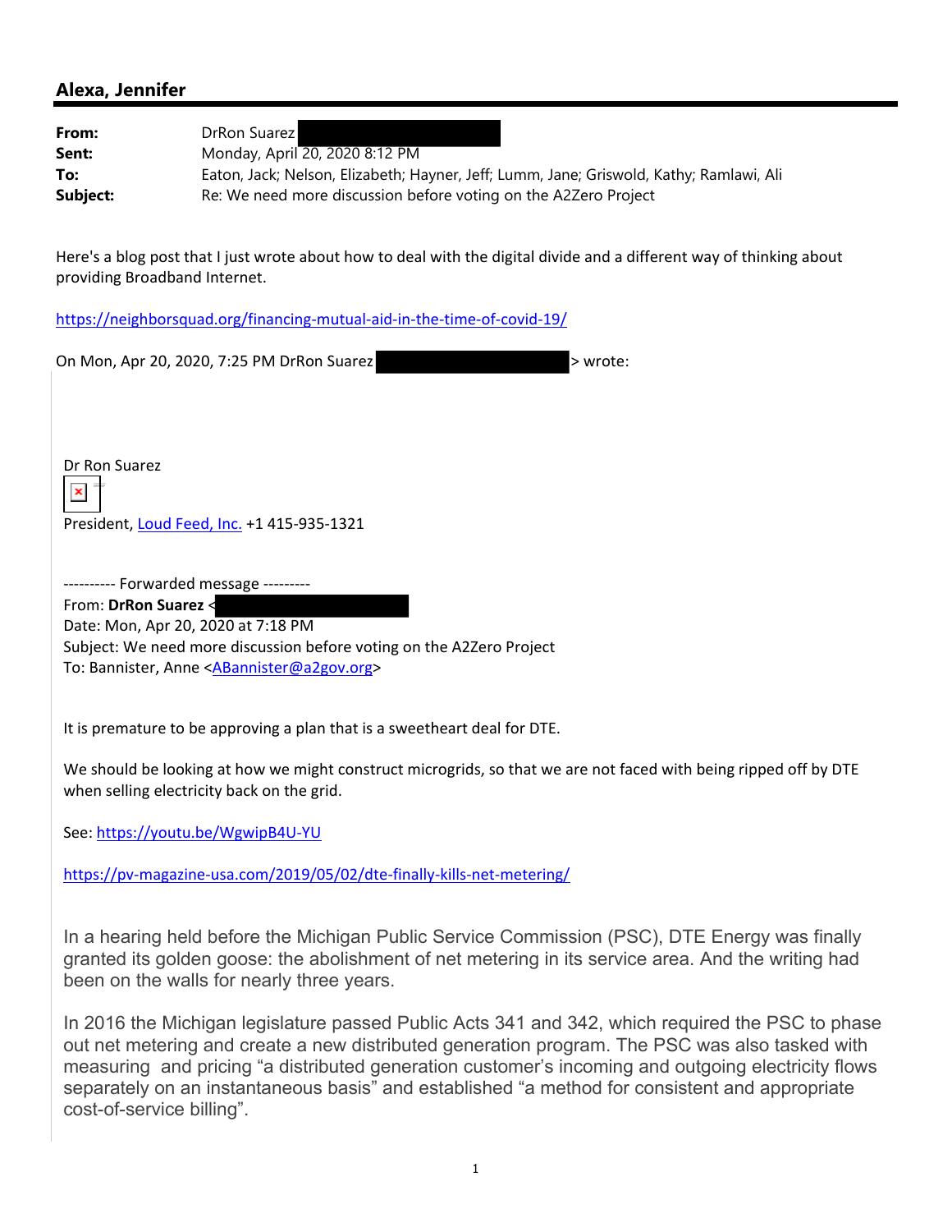## Alexa, Jennifer

**From:** DrRon Suarez
**Sent:** Monday, April 20, 2020 8:12 PM
**To:** Eaton, Jack; Nelson, Elizabeth; Hayner, Jeff; Lumm, Jane; Griswold, Kathy; Ramlawi, Ali
**Subject:** Re: We need more discussion before voting on the A2Zero Project

Here's a blog post that I just wrote about how to deal with the digital divide and a different way of thinking about providing Broadband Internet.

https://neighborsquad.org/financing-mutual-aid-in-the-time-of-covid-19/

On Mon, Apr 20, 2020, 7:25 PM DrRon Suarez > wrote:

Dr Ron Suarez

President, Loud Feed, Inc. +1 415-935-1321

---------- Forwarded message ---------
From: **DrRon Suarez** <
Date: Mon, Apr 20, 2020 at 7:18 PM
Subject: We need more discussion before voting on the A2Zero Project
To: Bannister, Anne <ABannister@a2gov.org>

It is premature to be approving a plan that is a sweetheart deal for DTE.

We should be looking at how we might construct microgrids, so that we are not faced with being ripped off by DTE when selling electricity back on the grid.

See: https://youtu.be/WgwipB4U-YU

https://pv-magazine-usa.com/2019/05/02/dte-finally-kills-net-metering/

In a hearing held before the Michigan Public Service Commission (PSC), DTE Energy was finally granted its golden goose: the abolishment of net metering in its service area. And the writing had been on the walls for nearly three years.

In 2016 the Michigan legislature passed Public Acts 341 and 342, which required the PSC to phase out net metering and create a new distributed generation program. The PSC was also tasked with measuring and pricing "a distributed generation customer's incoming and outgoing electricity flows separately on an instantaneous basis" and established "a method for consistent and appropriate cost-of-service billing".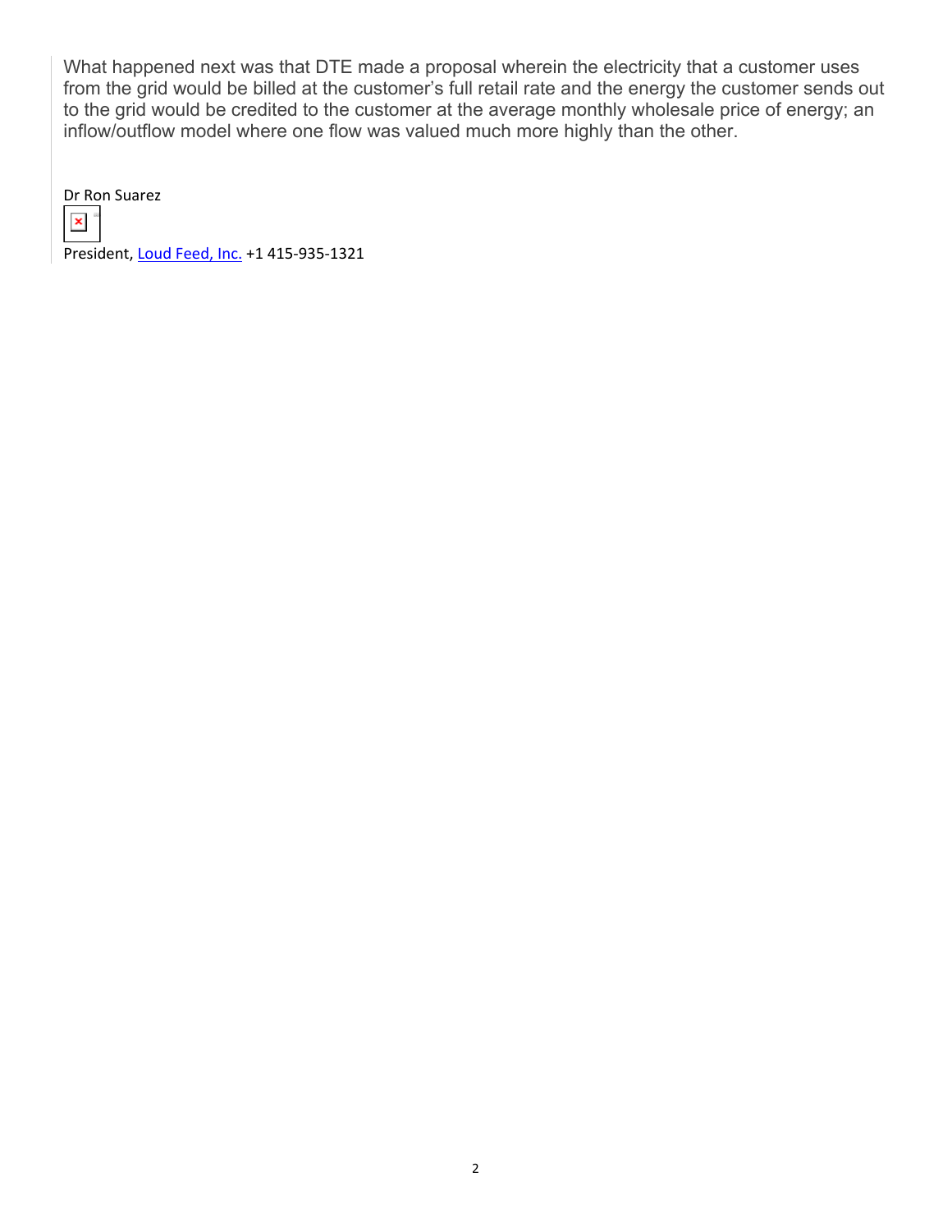What happened next was that DTE made a proposal wherein the electricity that a customer uses from the grid would be billed at the customer's full retail rate and the energy the customer sends out to the grid would be credited to the customer at the average monthly wholesale price of energy; an inflow/outflow model where one flow was valued much more highly than the other.

Dr Ron Suarez

President, Loud Feed, Inc. +1 415-935-1321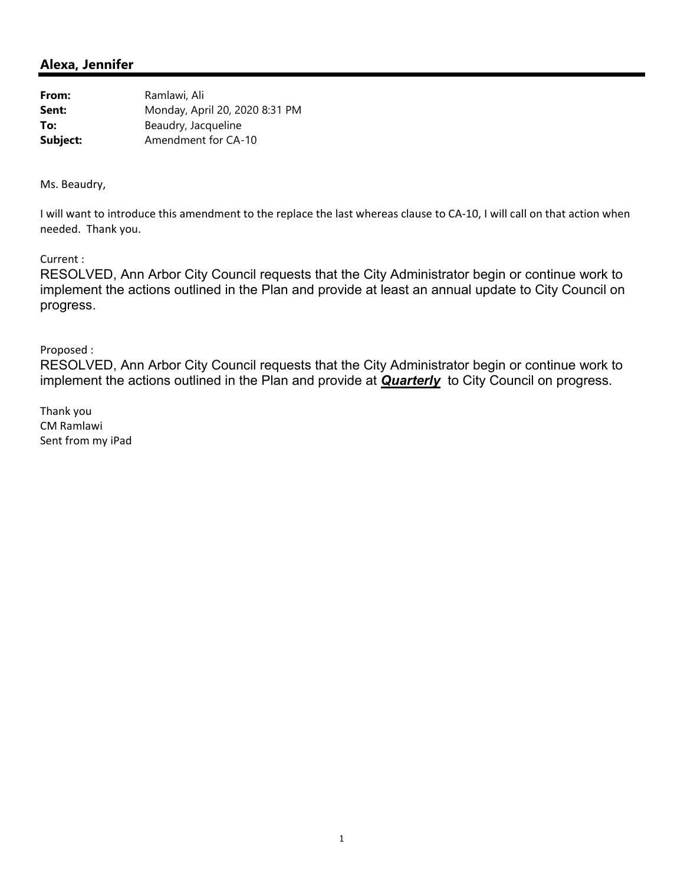## Alexa, Jennifer

**From:** Ramlawi, Ali
**Sent:** Monday, April 20, 2020 8:31 PM
**To:** Beaudry, Jacqueline
**Subject:** Amendment for CA-10

Ms. Beaudry,

I will want to introduce this amendment to the replace the last whereas clause to CA-10, I will call on that action when needed. Thank you.

Current :

RESOLVED, Ann Arbor City Council requests that the City Administrator begin or continue work to implement the actions outlined in the Plan and provide at least an annual update to City Council on progress.

Proposed :

RESOLVED, Ann Arbor City Council requests that the City Administrator begin or continue work to implement the actions outlined in the Plan and provide at ***<u>Quarterly</u>*** to City Council on progress.

Thank you
CM Ramlawi
Sent from my iPad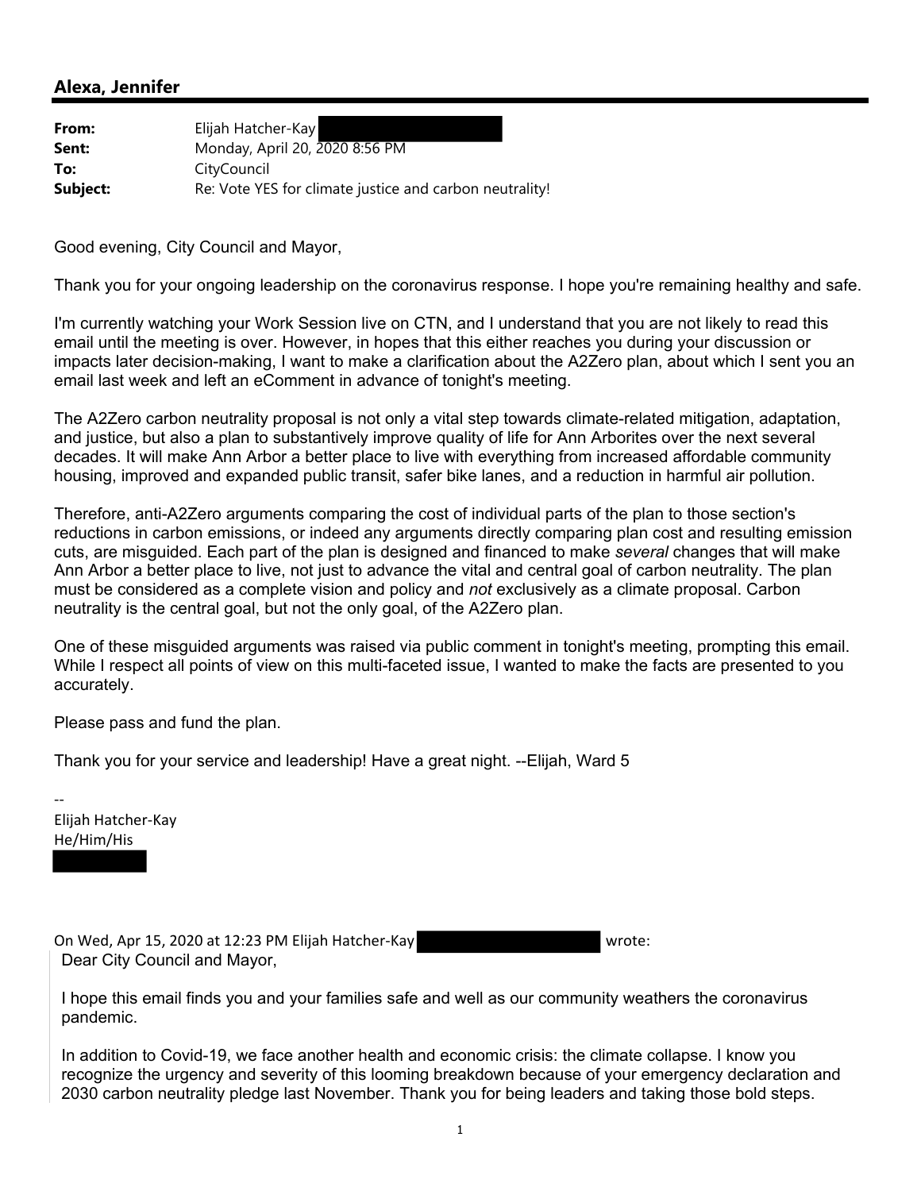## Alexa, Jennifer

| | |
|---|---|
| **From:** | Elijah Hatcher-Kay |
| **Sent:** | Monday, April 20, 2020 8:56 PM |
| **To:** | CityCouncil |
| **Subject:** | Re: Vote YES for climate justice and carbon neutrality! |

Good evening, City Council and Mayor,

Thank you for your ongoing leadership on the coronavirus response. I hope you're remaining healthy and safe.

I'm currently watching your Work Session live on CTN, and I understand that you are not likely to read this email until the meeting is over. However, in hopes that this either reaches you during your discussion or impacts later decision-making, I want to make a clarification about the A2Zero plan, about which I sent you an email last week and left an eComment in advance of tonight's meeting.

The A2Zero carbon neutrality proposal is not only a vital step towards climate-related mitigation, adaptation, and justice, but also a plan to substantively improve quality of life for Ann Arborites over the next several decades. It will make Ann Arbor a better place to live with everything from increased affordable community housing, improved and expanded public transit, safer bike lanes, and a reduction in harmful air pollution.

Therefore, anti-A2Zero arguments comparing the cost of individual parts of the plan to those section's reductions in carbon emissions, or indeed any arguments directly comparing plan cost and resulting emission cuts, are misguided. Each part of the plan is designed and financed to make *several* changes that will make Ann Arbor a better place to live, not just to advance the vital and central goal of carbon neutrality. The plan must be considered as a complete vision and policy and *not* exclusively as a climate proposal. Carbon neutrality is the central goal, but not the only goal, of the A2Zero plan.

One of these misguided arguments was raised via public comment in tonight's meeting, prompting this email. While I respect all points of view on this multi-faceted issue, I wanted to make the facts are presented to you accurately.

Please pass and fund the plan.

Thank you for your service and leadership! Have a great night. --Elijah, Ward 5

--
Elijah Hatcher-Kay
He/Him/His

On Wed, Apr 15, 2020 at 12:23 PM Elijah Hatcher-Kay wrote:

> Dear City Council and Mayor,
>
> I hope this email finds you and your families safe and well as our community weathers the coronavirus pandemic.
>
> In addition to Covid-19, we face another health and economic crisis: the climate collapse. I know you recognize the urgency and severity of this looming breakdown because of your emergency declaration and 2030 carbon neutrality pledge last November. Thank you for being leaders and taking those bold steps.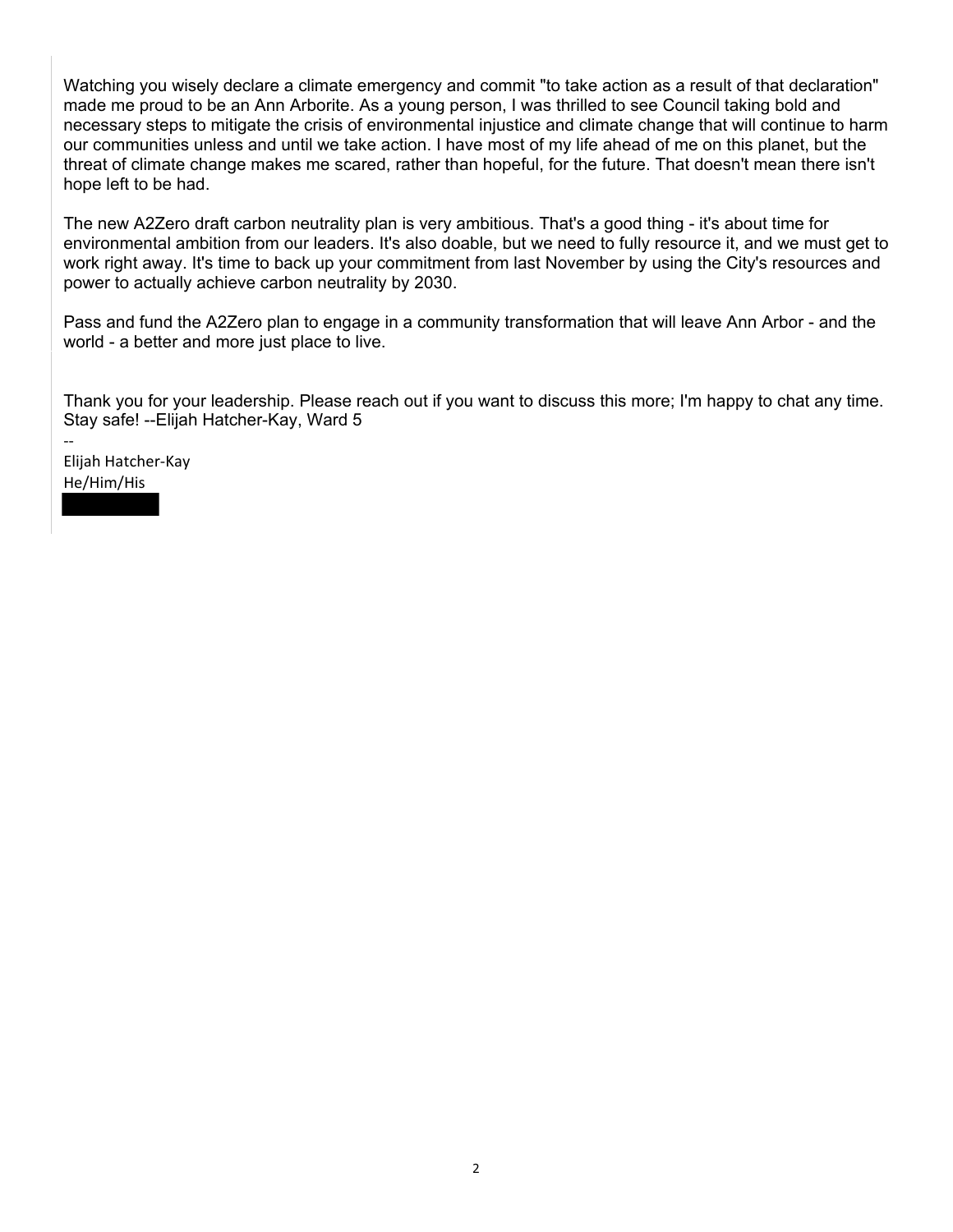Watching you wisely declare a climate emergency and commit "to take action as a result of that declaration" made me proud to be an Ann Arborite. As a young person, I was thrilled to see Council taking bold and necessary steps to mitigate the crisis of environmental injustice and climate change that will continue to harm our communities unless and until we take action. I have most of my life ahead of me on this planet, but the threat of climate change makes me scared, rather than hopeful, for the future. That doesn't mean there isn't hope left to be had.

The new A2Zero draft carbon neutrality plan is very ambitious. That's a good thing - it's about time for environmental ambition from our leaders. It's also doable, but we need to fully resource it, and we must get to work right away. It's time to back up your commitment from last November by using the City's resources and power to actually achieve carbon neutrality by 2030.

Pass and fund the A2Zero plan to engage in a community transformation that will leave Ann Arbor - and the world - a better and more just place to live.

Thank you for your leadership. Please reach out if you want to discuss this more; I'm happy to chat any time. Stay safe! --Elijah Hatcher-Kay, Ward 5

--
Elijah Hatcher-Kay
He/Him/His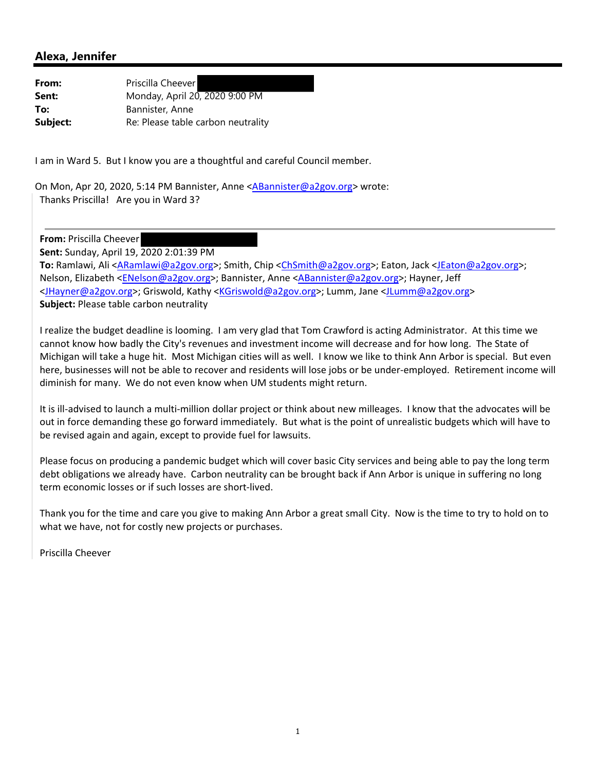## Alexa, Jennifer

| | |
|---|---|
| **From:** | Priscilla Cheever |
| **Sent:** | Monday, April 20, 2020 9:00 PM |
| **To:** | Bannister, Anne |
| **Subject:** | Re: Please table carbon neutrality |

I am in Ward 5. But I know you are a thoughtful and careful Council member.

On Mon, Apr 20, 2020, 5:14 PM Bannister, Anne <ABannister@a2gov.org> wrote:

> Thanks Priscilla! Are you in Ward 3?
>
> ---
>
> **From:** Priscilla Cheever
> **Sent:** Sunday, April 19, 2020 2:01:39 PM
> **To:** Ramlawi, Ali <ARamlawi@a2gov.org>; Smith, Chip <ChSmith@a2gov.org>; Eaton, Jack <JEaton@a2gov.org>; Nelson, Elizabeth <ENelson@a2gov.org>; Bannister, Anne <ABannister@a2gov.org>; Hayner, Jeff <JHayner@a2gov.org>; Griswold, Kathy <KGriswold@a2gov.org>; Lumm, Jane <JLumm@a2gov.org>
> **Subject:** Please table carbon neutrality
>
> I realize the budget deadline is looming. I am very glad that Tom Crawford is acting Administrator. At this time we cannot know how badly the City's revenues and investment income will decrease and for how long. The State of Michigan will take a huge hit. Most Michigan cities will as well. I know we like to think Ann Arbor is special. But even here, businesses will not be able to recover and residents will lose jobs or be under-employed. Retirement income will diminish for many. We do not even know when UM students might return.
>
> It is ill-advised to launch a multi-million dollar project or think about new milleages. I know that the advocates will be out in force demanding these go forward immediately. But what is the point of unrealistic budgets which will have to be revised again and again, except to provide fuel for lawsuits.
>
> Please focus on producing a pandemic budget which will cover basic City services and being able to pay the long term debt obligations we already have. Carbon neutrality can be brought back if Ann Arbor is unique in suffering no long term economic losses or if such losses are short-lived.
>
> Thank you for the time and care you give to making Ann Arbor a great small City. Now is the time to try to hold on to what we have, not for costly new projects or purchases.
>
> Priscilla Cheever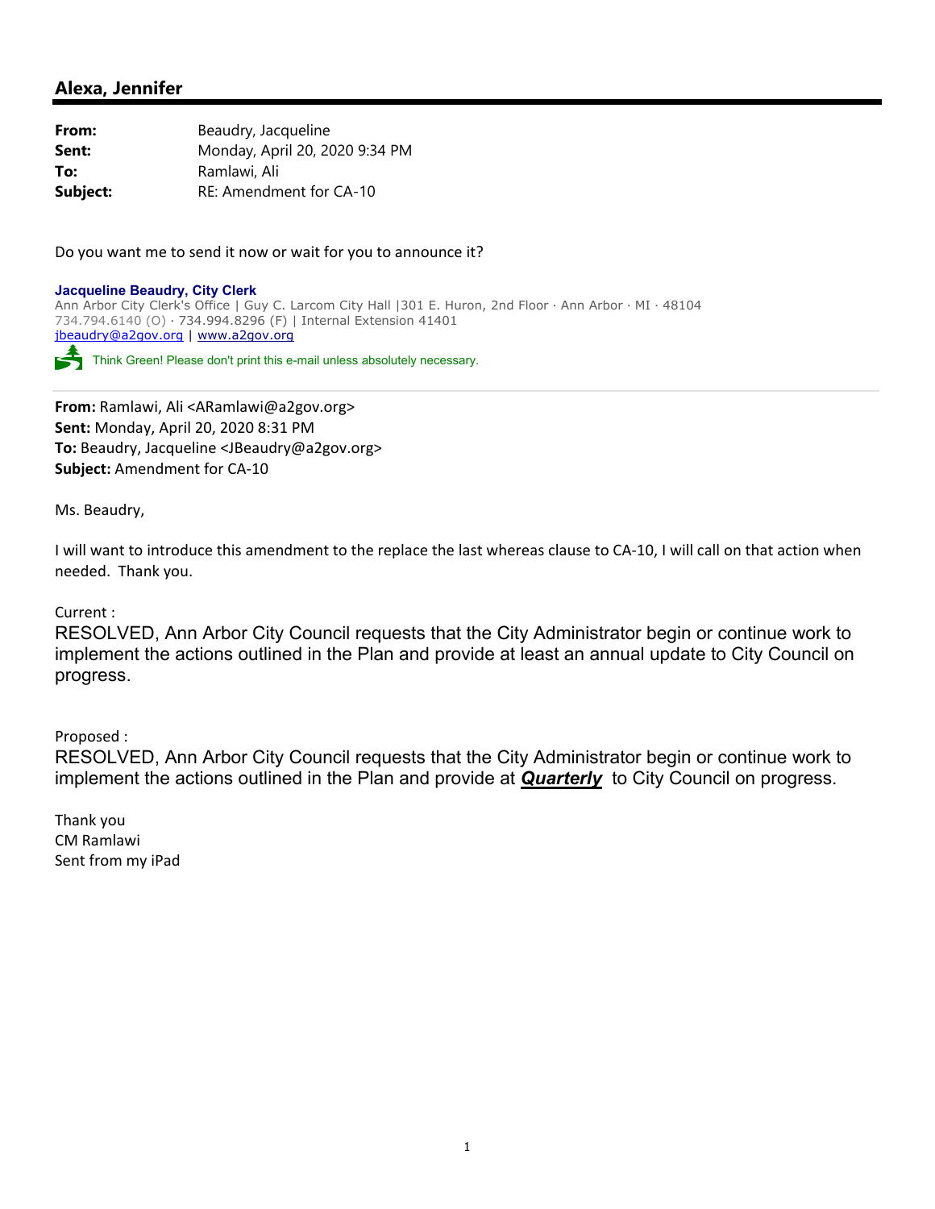## Alexa, Jennifer

**From:** Beaudry, Jacqueline
**Sent:** Monday, April 20, 2020 9:34 PM
**To:** Ramlawi, Ali
**Subject:** RE: Amendment for CA-10

Do you want me to send it now or wait for you to announce it?

**Jacqueline Beaudry, City Clerk**
Ann Arbor City Clerk's Office | Guy C. Larcom City Hall |301 E. Huron, 2nd Floor · Ann Arbor · MI · 48104
734.794.6140 (O) · 734.994.8296 (F) | Internal Extension 41401
jbeaudry@a2gov.org | www.a2gov.org

Think Green! Please don't print this e-mail unless absolutely necessary.

---

**From:** Ramlawi, Ali <ARamlawi@a2gov.org>
**Sent:** Monday, April 20, 2020 8:31 PM
**To:** Beaudry, Jacqueline <JBeaudry@a2gov.org>
**Subject:** Amendment for CA-10

Ms. Beaudry,

I will want to introduce this amendment to the replace the last whereas clause to CA-10, I will call on that action when needed. Thank you.

Current :

RESOLVED, Ann Arbor City Council requests that the City Administrator begin or continue work to implement the actions outlined in the Plan and provide at least an annual update to City Council on progress.

Proposed :

RESOLVED, Ann Arbor City Council requests that the City Administrator begin or continue work to implement the actions outlined in the Plan and provide at ***Quarterly*** to City Council on progress.

Thank you
CM Ramlawi
Sent from my iPad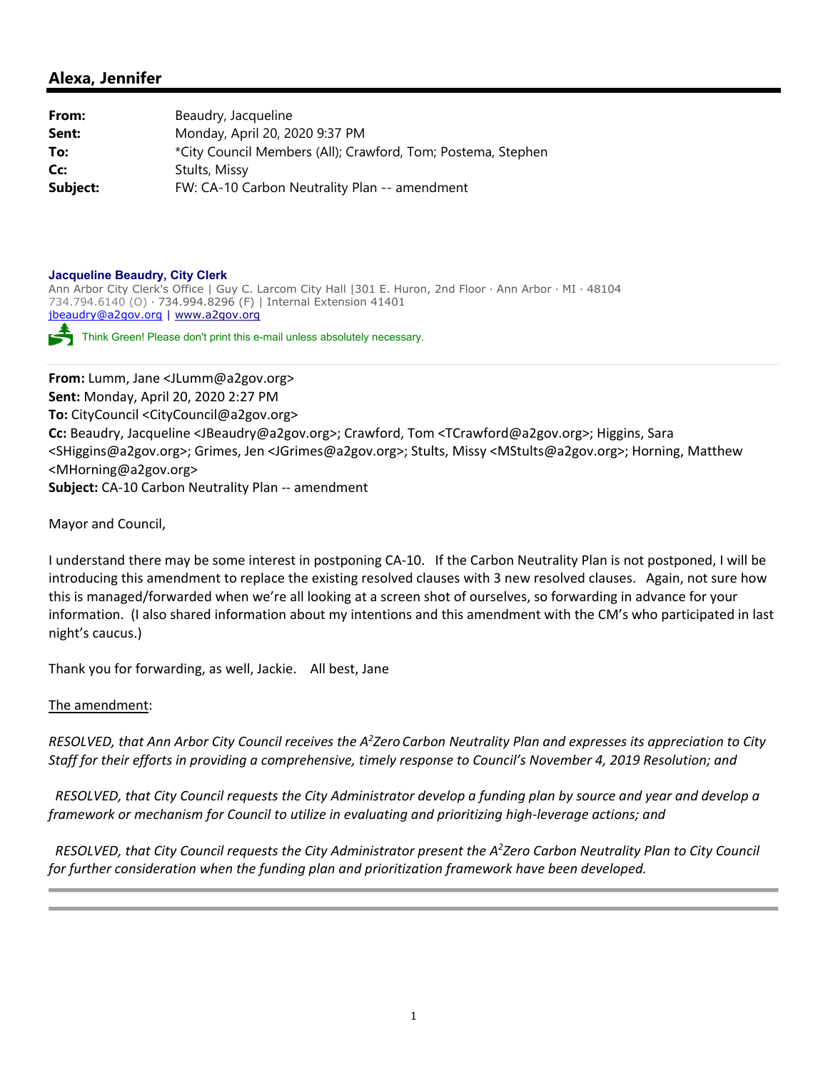## Alexa, Jennifer

| | |
|---|---|
| **From:** | Beaudry, Jacqueline |
| **Sent:** | Monday, April 20, 2020 9:37 PM |
| **To:** | *City Council Members (All); Crawford, Tom; Postema, Stephen |
| **Cc:** | Stults, Missy |
| **Subject:** | FW: CA-10 Carbon Neutrality Plan -- amendment |

**Jacqueline Beaudry, City Clerk**
Ann Arbor City Clerk's Office | Guy C. Larcom City Hall |301 E. Huron, 2nd Floor · Ann Arbor · MI · 48104
734.794.6140 (O) · 734.994.8296 (F) | Internal Extension 41401
jbeaudry@a2gov.org | www.a2gov.org

Think Green! Please don't print this e-mail unless absolutely necessary.

**From:** Lumm, Jane <JLumm@a2gov.org>
**Sent:** Monday, April 20, 2020 2:27 PM
**To:** CityCouncil <CityCouncil@a2gov.org>
**Cc:** Beaudry, Jacqueline <JBeaudry@a2gov.org>; Crawford, Tom <TCrawford@a2gov.org>; Higgins, Sara <SHiggins@a2gov.org>; Grimes, Jen <JGrimes@a2gov.org>; Stults, Missy <MStults@a2gov.org>; Horning, Matthew <MHorning@a2gov.org>
**Subject:** CA-10 Carbon Neutrality Plan -- amendment

Mayor and Council,

I understand there may be some interest in postponing CA-10. If the Carbon Neutrality Plan is not postponed, I will be introducing this amendment to replace the existing resolved clauses with 3 new resolved clauses. Again, not sure how this is managed/forwarded when we're all looking at a screen shot of ourselves, so forwarding in advance for your information. (I also shared information about my intentions and this amendment with the CM's who participated in last night's caucus.)

Thank you for forwarding, as well, Jackie. All best, Jane

The amendment:

*RESOLVED, that Ann Arbor City Council receives the A²Zero Carbon Neutrality Plan and expresses its appreciation to City Staff for their efforts in providing a comprehensive, timely response to Council's November 4, 2019 Resolution; and*

*RESOLVED, that City Council requests the City Administrator develop a funding plan by source and year and develop a framework or mechanism for Council to utilize in evaluating and prioritizing high-leverage actions; and*

*RESOLVED, that City Council requests the City Administrator present the A²Zero Carbon Neutrality Plan to City Council for further consideration when the funding plan and prioritization framework have been developed.*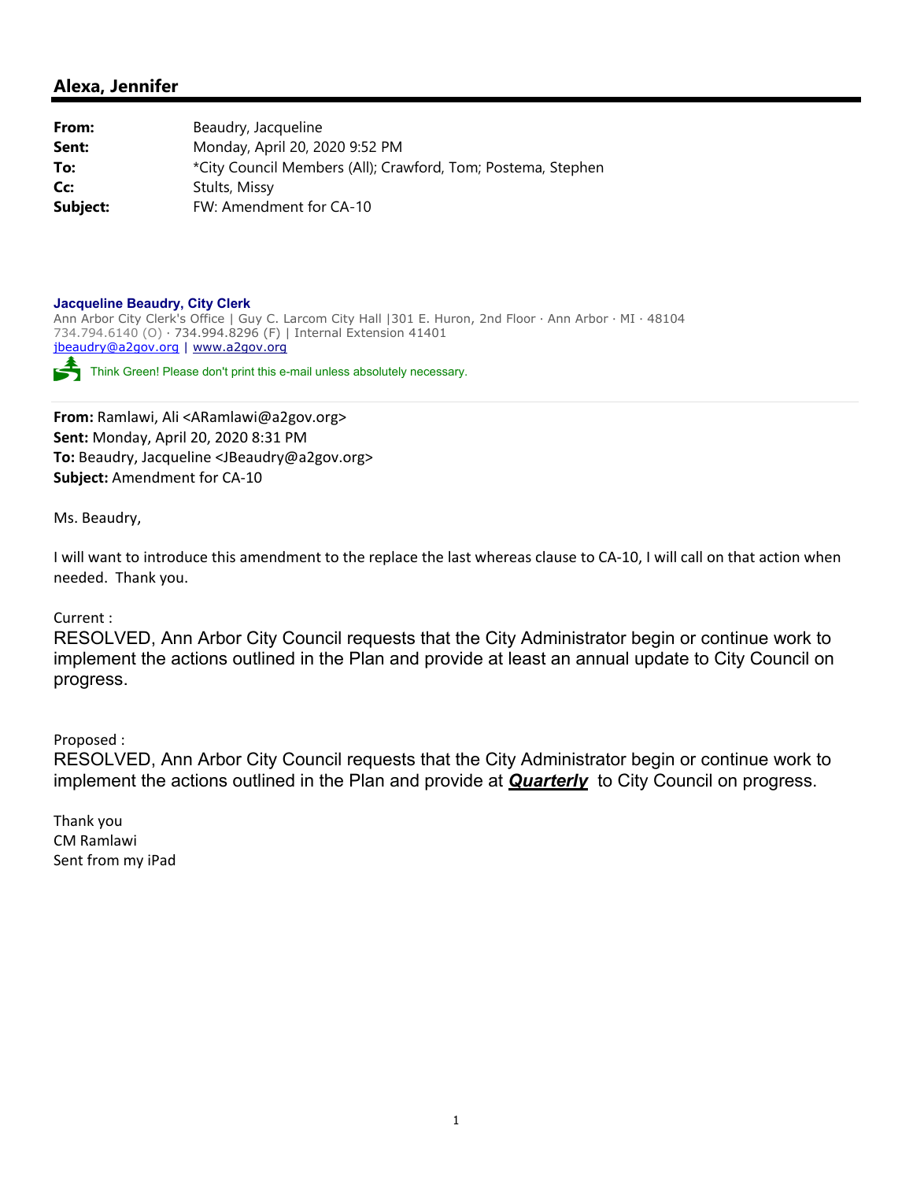## Alexa, Jennifer

| | |
|---|---|
| **From:** | Beaudry, Jacqueline |
| **Sent:** | Monday, April 20, 2020 9:52 PM |
| **To:** | *City Council Members (All); Crawford, Tom; Postema, Stephen |
| **Cc:** | Stults, Missy |
| **Subject:** | FW: Amendment for CA-10 |

**Jacqueline Beaudry, City Clerk**
Ann Arbor City Clerk's Office | Guy C. Larcom City Hall |301 E. Huron, 2nd Floor · Ann Arbor · MI · 48104
734.794.6140 (O) · 734.994.8296 (F) | Internal Extension 41401
jbeaudry@a2gov.org | www.a2gov.org

Think Green! Please don't print this e-mail unless absolutely necessary.

---

**From:** Ramlawi, Ali <ARamlawi@a2gov.org>
**Sent:** Monday, April 20, 2020 8:31 PM
**To:** Beaudry, Jacqueline <JBeaudry@a2gov.org>
**Subject:** Amendment for CA-10

Ms. Beaudry,

I will want to introduce this amendment to the replace the last whereas clause to CA-10, I will call on that action when needed. Thank you.

Current :
RESOLVED, Ann Arbor City Council requests that the City Administrator begin or continue work to implement the actions outlined in the Plan and provide at least an annual update to City Council on progress.

Proposed :
RESOLVED, Ann Arbor City Council requests that the City Administrator begin or continue work to implement the actions outlined in the Plan and provide at ***Quarterly*** to City Council on progress.

Thank you
CM Ramlawi
Sent from my iPad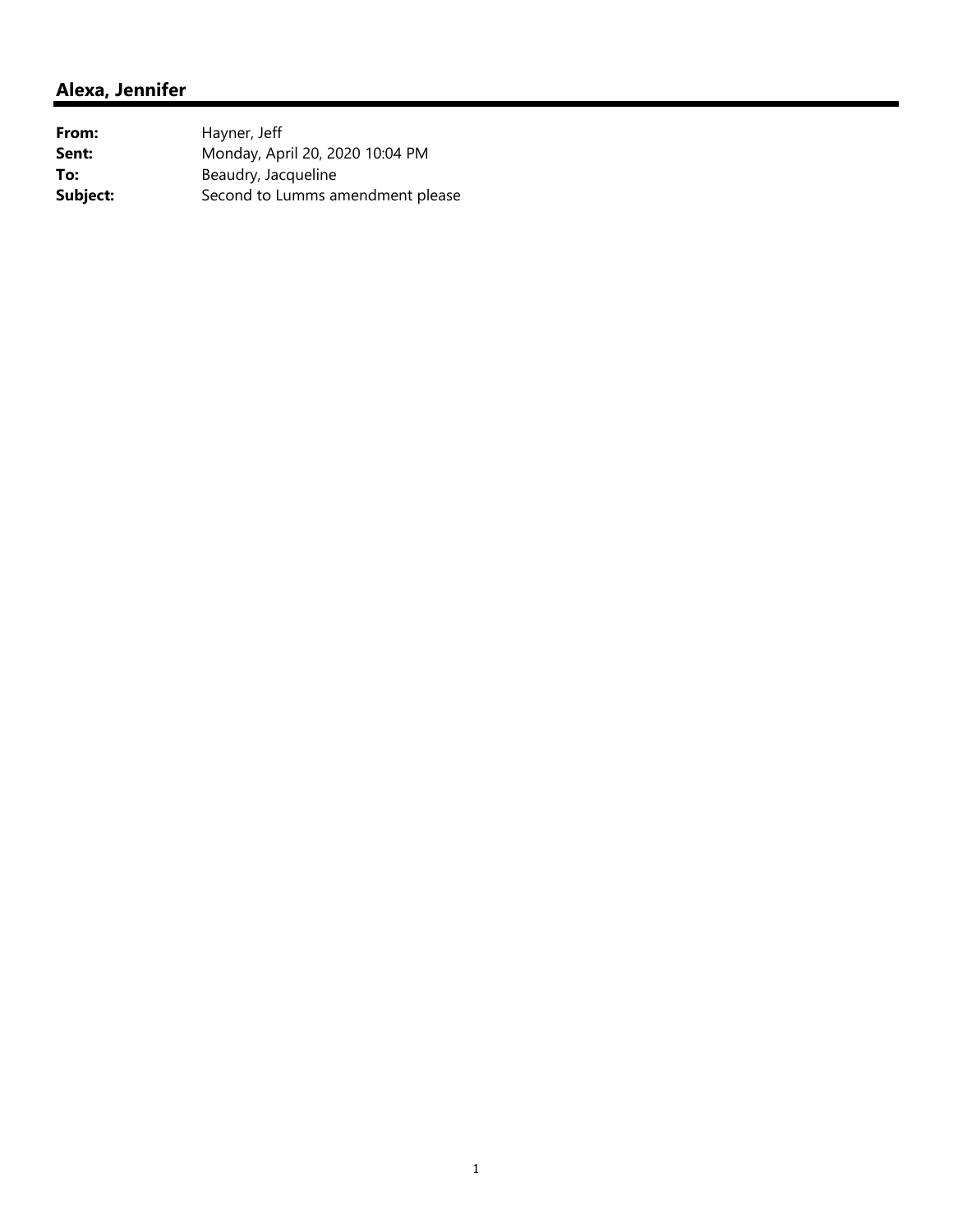## Alexa, Jennifer

| | |
|---|---|
| **From:** | Hayner, Jeff |
| **Sent:** | Monday, April 20, 2020 10:04 PM |
| **To:** | Beaudry, Jacqueline |
| **Subject:** | Second to Lumms amendment please |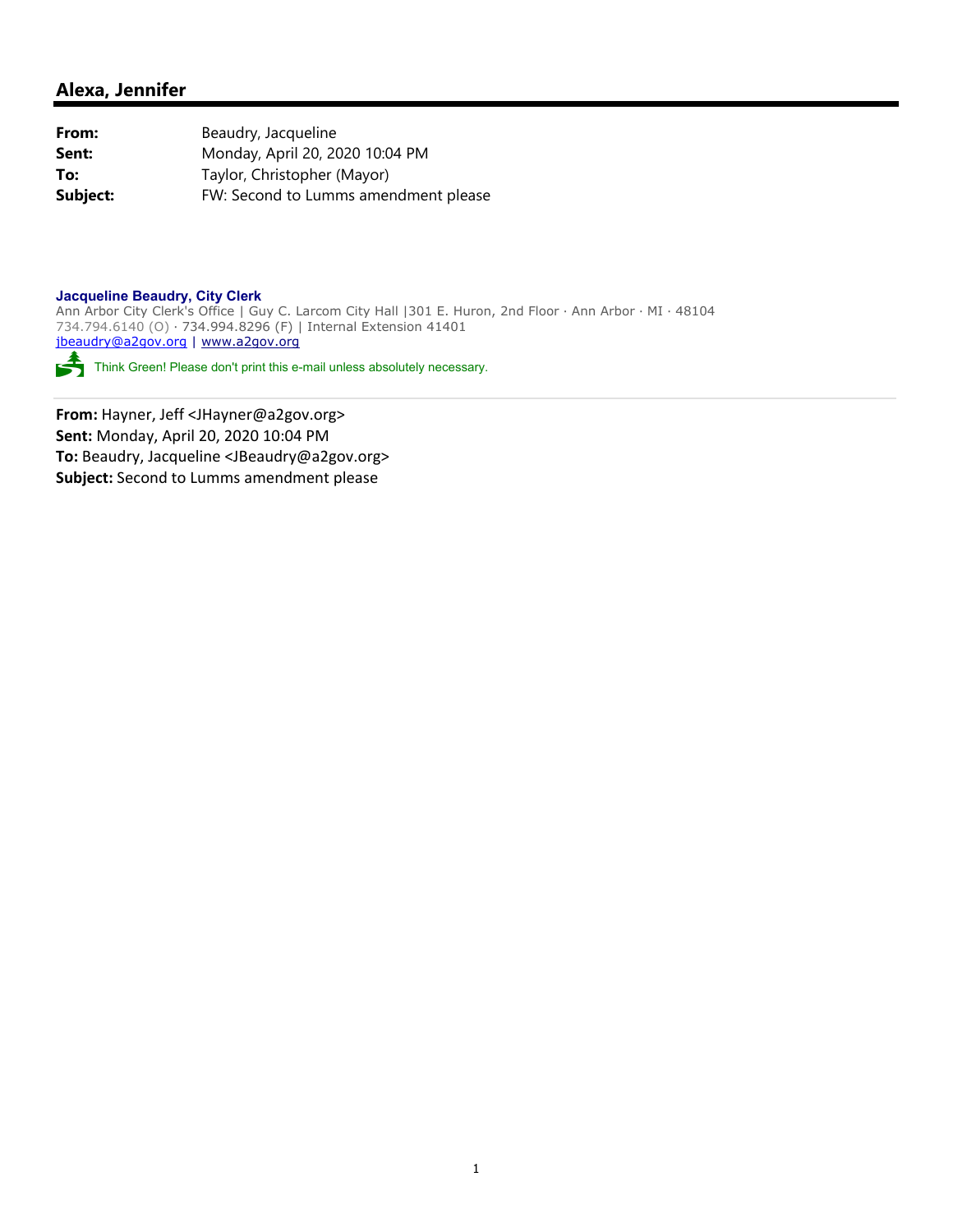## Alexa, Jennifer

| | |
|---|---|
| **From:** | Beaudry, Jacqueline |
| **Sent:** | Monday, April 20, 2020 10:04 PM |
| **To:** | Taylor, Christopher (Mayor) |
| **Subject:** | FW: Second to Lumms amendment please |

**Jacqueline Beaudry, City Clerk**
Ann Arbor City Clerk's Office | Guy C. Larcom City Hall |301 E. Huron, 2nd Floor · Ann Arbor · MI · 48104
734.794.6140 (O) · 734.994.8296 (F) | Internal Extension 41401
jbeaudry@a2gov.org | www.a2gov.org

Think Green! Please don't print this e-mail unless absolutely necessary.

---

**From:** Hayner, Jeff <JHayner@a2gov.org>
**Sent:** Monday, April 20, 2020 10:04 PM
**To:** Beaudry, Jacqueline <JBeaudry@a2gov.org>
**Subject:** Second to Lumms amendment please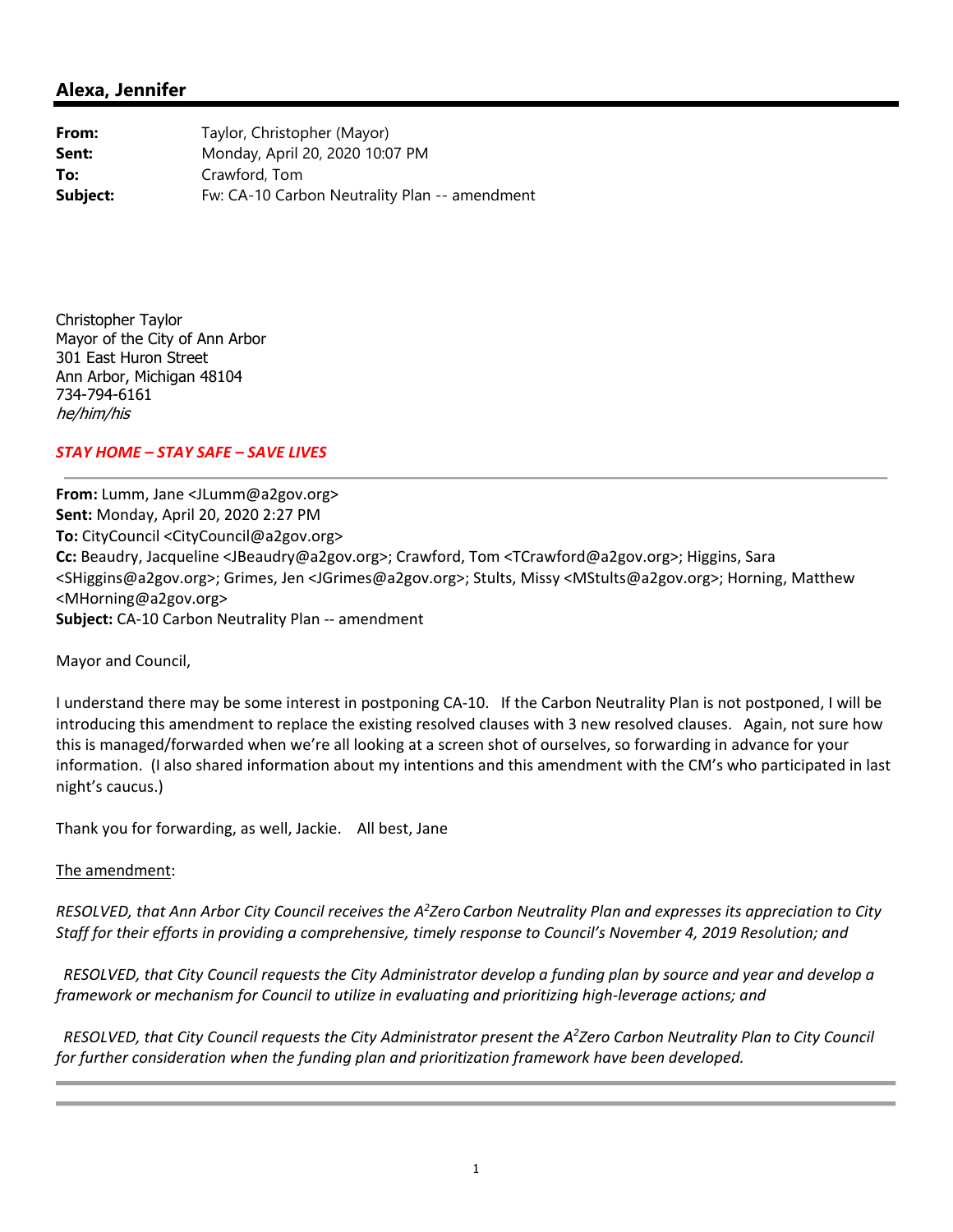## Alexa, Jennifer

| | |
|---|---|
| **From:** | Taylor, Christopher (Mayor) |
| **Sent:** | Monday, April 20, 2020 10:07 PM |
| **To:** | Crawford, Tom |
| **Subject:** | Fw: CA-10 Carbon Neutrality Plan -- amendment |

Christopher Taylor
Mayor of the City of Ann Arbor
301 East Huron Street
Ann Arbor, Michigan 48104
734-794-6161
*he/him/his*

***STAY HOME – STAY SAFE – SAVE LIVES***

---

**From:** Lumm, Jane <JLumm@a2gov.org>
**Sent:** Monday, April 20, 2020 2:27 PM
**To:** CityCouncil <CityCouncil@a2gov.org>
**Cc:** Beaudry, Jacqueline <JBeaudry@a2gov.org>; Crawford, Tom <TCrawford@a2gov.org>; Higgins, Sara <SHiggins@a2gov.org>; Grimes, Jen <JGrimes@a2gov.org>; Stults, Missy <MStults@a2gov.org>; Horning, Matthew <MHorning@a2gov.org>
**Subject:** CA-10 Carbon Neutrality Plan -- amendment

Mayor and Council,

I understand there may be some interest in postponing CA-10. If the Carbon Neutrality Plan is not postponed, I will be introducing this amendment to replace the existing resolved clauses with 3 new resolved clauses. Again, not sure how this is managed/forwarded when we're all looking at a screen shot of ourselves, so forwarding in advance for your information. (I also shared information about my intentions and this amendment with the CM's who participated in last night's caucus.)

Thank you for forwarding, as well, Jackie. All best, Jane

The amendment:

*RESOLVED, that Ann Arbor City Council receives the A²Zero Carbon Neutrality Plan and expresses its appreciation to City Staff for their efforts in providing a comprehensive, timely response to Council's November 4, 2019 Resolution; and*

*RESOLVED, that City Council requests the City Administrator develop a funding plan by source and year and develop a framework or mechanism for Council to utilize in evaluating and prioritizing high-leverage actions; and*

*RESOLVED, that City Council requests the City Administrator present the A²Zero Carbon Neutrality Plan to City Council for further consideration when the funding plan and prioritization framework have been developed.*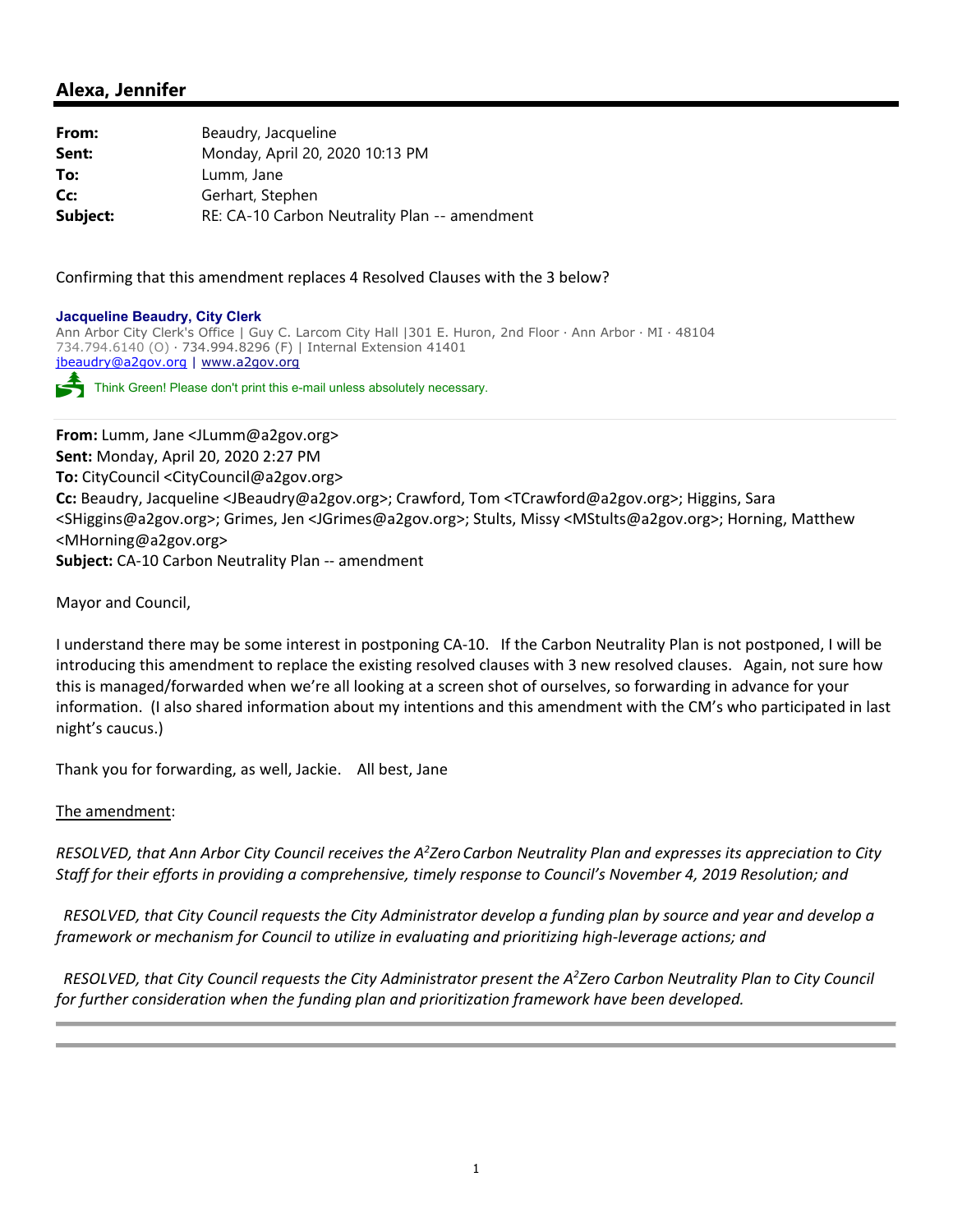## Alexa, Jennifer

**From:** Beaudry, Jacqueline
**Sent:** Monday, April 20, 2020 10:13 PM
**To:** Lumm, Jane
**Cc:** Gerhart, Stephen
**Subject:** RE: CA-10 Carbon Neutrality Plan -- amendment

Confirming that this amendment replaces 4 Resolved Clauses with the 3 below?

**Jacqueline Beaudry, City Clerk**
Ann Arbor City Clerk's Office | Guy C. Larcom City Hall |301 E. Huron, 2nd Floor · Ann Arbor · MI · 48104
734.794.6140 (O) · 734.994.8296 (F) | Internal Extension 41401
jbeaudry@a2gov.org | www.a2gov.org

Think Green! Please don't print this e-mail unless absolutely necessary.

---

**From:** Lumm, Jane <JLumm@a2gov.org>
**Sent:** Monday, April 20, 2020 2:27 PM
**To:** CityCouncil <CityCouncil@a2gov.org>
**Cc:** Beaudry, Jacqueline <JBeaudry@a2gov.org>; Crawford, Tom <TCrawford@a2gov.org>; Higgins, Sara <SHiggins@a2gov.org>; Grimes, Jen <JGrimes@a2gov.org>; Stults, Missy <MStults@a2gov.org>; Horning, Matthew <MHorning@a2gov.org>
**Subject:** CA-10 Carbon Neutrality Plan -- amendment

Mayor and Council,

I understand there may be some interest in postponing CA-10. If the Carbon Neutrality Plan is not postponed, I will be introducing this amendment to replace the existing resolved clauses with 3 new resolved clauses. Again, not sure how this is managed/forwarded when we're all looking at a screen shot of ourselves, so forwarding in advance for your information. (I also shared information about my intentions and this amendment with the CM's who participated in last night's caucus.)

Thank you for forwarding, as well, Jackie. All best, Jane

The amendment:

*RESOLVED, that Ann Arbor City Council receives the A$^2$Zero Carbon Neutrality Plan and expresses its appreciation to City Staff for their efforts in providing a comprehensive, timely response to Council's November 4, 2019 Resolution; and*

*RESOLVED, that City Council requests the City Administrator develop a funding plan by source and year and develop a framework or mechanism for Council to utilize in evaluating and prioritizing high-leverage actions; and*

*RESOLVED, that City Council requests the City Administrator present the A$^2$Zero Carbon Neutrality Plan to City Council for further consideration when the funding plan and prioritization framework have been developed.*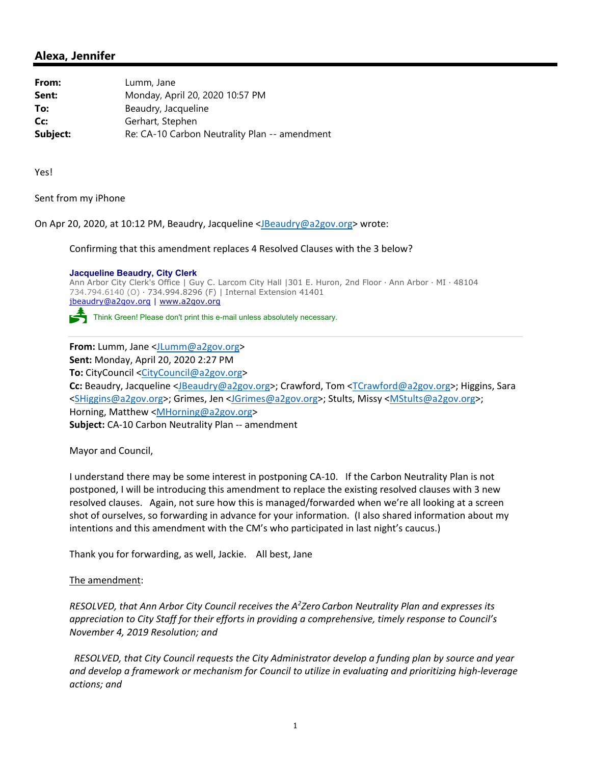## Alexa, Jennifer

| | |
|---|---|
| **From:** | Lumm, Jane |
| **Sent:** | Monday, April 20, 2020 10:57 PM |
| **To:** | Beaudry, Jacqueline |
| **Cc:** | Gerhart, Stephen |
| **Subject:** | Re: CA-10 Carbon Neutrality Plan -- amendment |

Yes!

Sent from my iPhone

On Apr 20, 2020, at 10:12 PM, Beaudry, Jacqueline <JBeaudry@a2gov.org> wrote:

> Confirming that this amendment replaces 4 Resolved Clauses with the 3 below?
>
> **Jacqueline Beaudry, City Clerk**
> Ann Arbor City Clerk's Office | Guy C. Larcom City Hall |301 E. Huron, 2nd Floor · Ann Arbor · MI · 48104
> 734.794.6140 (O) · 734.994.8296 (F) | Internal Extension 41401
> jbeaudry@a2gov.org | www.a2gov.org
> Think Green! Please don't print this e-mail unless absolutely necessary.
>
> **From:** Lumm, Jane <JLumm@a2gov.org>
> **Sent:** Monday, April 20, 2020 2:27 PM
> **To:** CityCouncil <CityCouncil@a2gov.org>
> **Cc:** Beaudry, Jacqueline <JBeaudry@a2gov.org>; Crawford, Tom <TCrawford@a2gov.org>; Higgins, Sara <SHiggins@a2gov.org>; Grimes, Jen <JGrimes@a2gov.org>; Stults, Missy <MStults@a2gov.org>; Horning, Matthew <MHorning@a2gov.org>
> **Subject:** CA-10 Carbon Neutrality Plan -- amendment
>
> Mayor and Council,
>
> I understand there may be some interest in postponing CA-10. If the Carbon Neutrality Plan is not postponed, I will be introducing this amendment to replace the existing resolved clauses with 3 new resolved clauses. Again, not sure how this is managed/forwarded when we're all looking at a screen shot of ourselves, so forwarding in advance for your information. (I also shared information about my intentions and this amendment with the CM's who participated in last night's caucus.)
>
> Thank you for forwarding, as well, Jackie. All best, Jane
>
> The amendment:
>
> *RESOLVED, that Ann Arbor City Council receives the A$^2$Zero Carbon Neutrality Plan and expresses its appreciation to City Staff for their efforts in providing a comprehensive, timely response to Council's November 4, 2019 Resolution; and*
>
> *RESOLVED, that City Council requests the City Administrator develop a funding plan by source and year and develop a framework or mechanism for Council to utilize in evaluating and prioritizing high-leverage actions; and*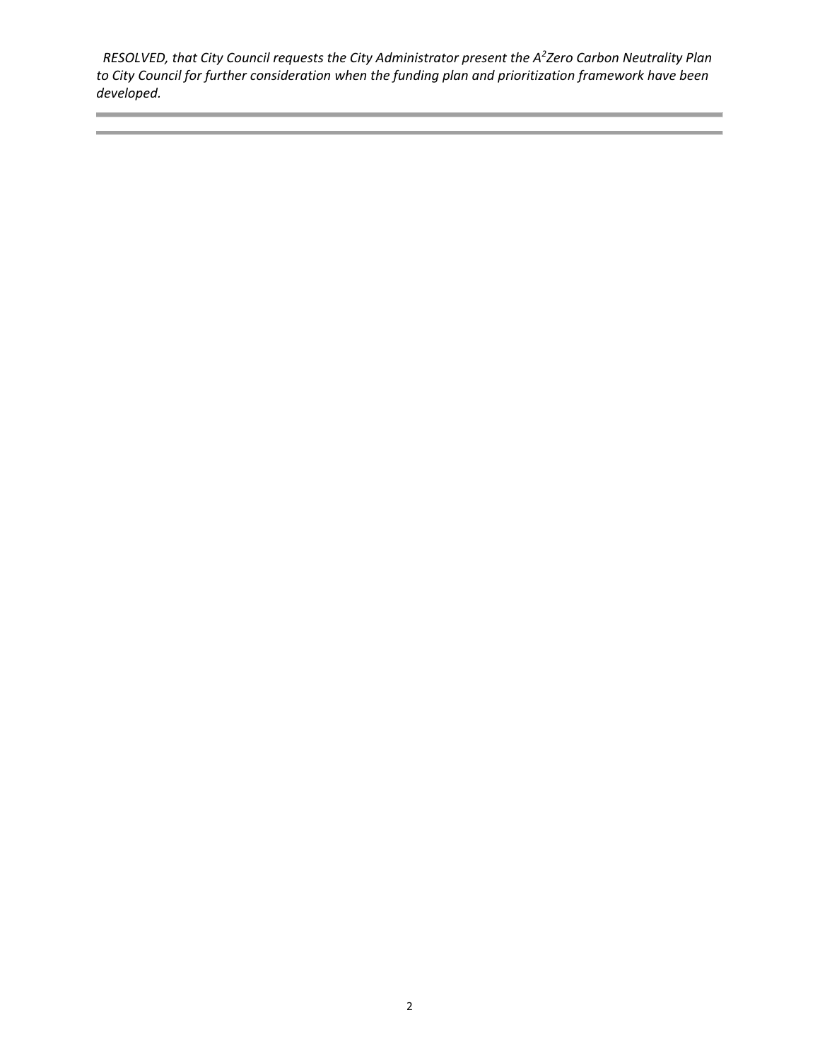*RESOLVED, that City Council requests the City Administrator present the $A^2$Zero Carbon Neutrality Plan to City Council for further consideration when the funding plan and prioritization framework have been developed.*

---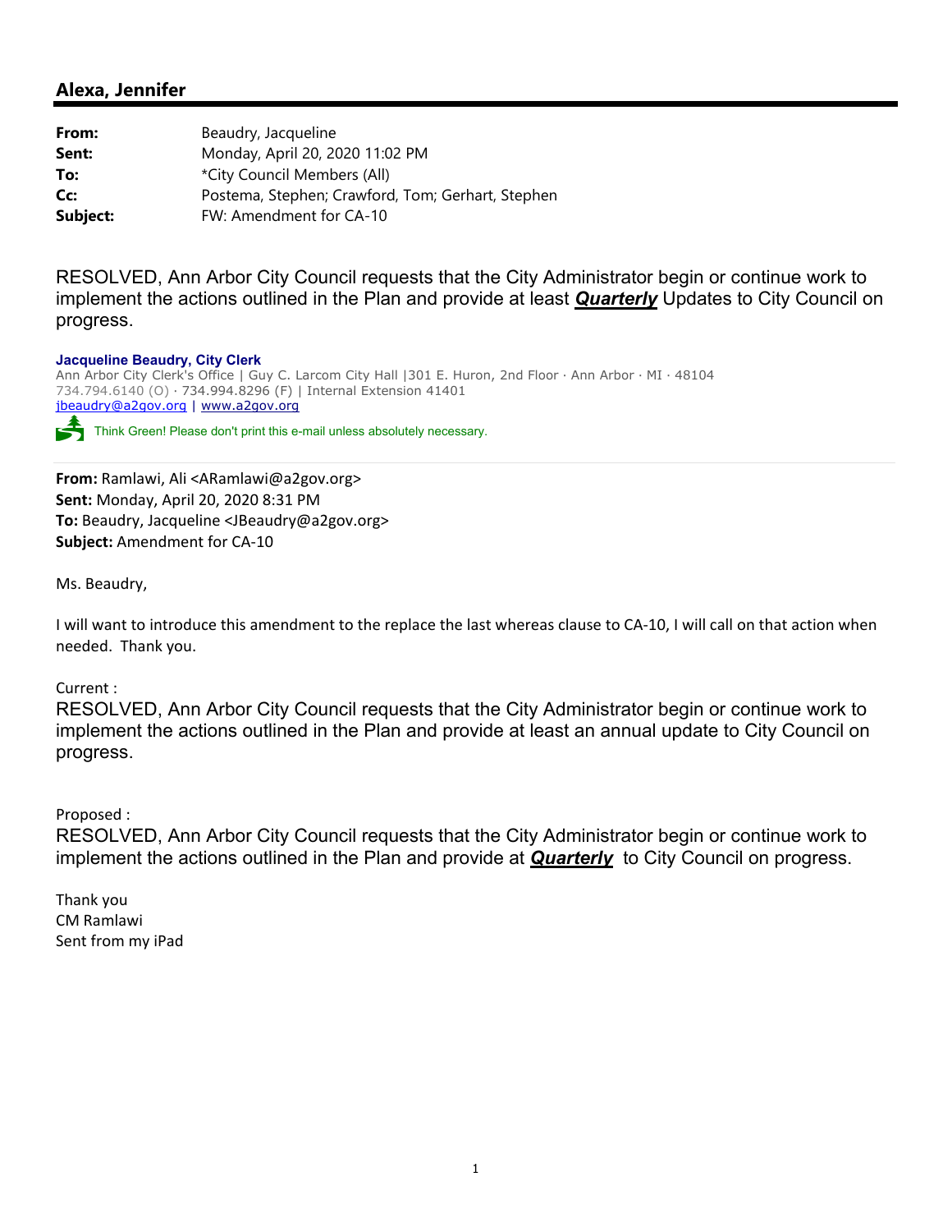## Alexa, Jennifer

| | |
|---|---|
| **From:** | Beaudry, Jacqueline |
| **Sent:** | Monday, April 20, 2020 11:02 PM |
| **To:** | *City Council Members (All) |
| **Cc:** | Postema, Stephen; Crawford, Tom; Gerhart, Stephen |
| **Subject:** | FW: Amendment for CA-10 |

RESOLVED, Ann Arbor City Council requests that the City Administrator begin or continue work to implement the actions outlined in the Plan and provide at least ***Quarterly*** Updates to City Council on progress.

**Jacqueline Beaudry, City Clerk**
Ann Arbor City Clerk's Office | Guy C. Larcom City Hall |301 E. Huron, 2nd Floor · Ann Arbor · MI · 48104
734.794.6140 (O) · 734.994.8296 (F) | Internal Extension 41401
jbeaudry@a2gov.org | www.a2gov.org

Think Green! Please don't print this e-mail unless absolutely necessary.

---

**From:** Ramlawi, Ali <ARamlawi@a2gov.org>
**Sent:** Monday, April 20, 2020 8:31 PM
**To:** Beaudry, Jacqueline <JBeaudry@a2gov.org>
**Subject:** Amendment for CA-10

Ms. Beaudry,

I will want to introduce this amendment to the replace the last whereas clause to CA-10, I will call on that action when needed. Thank you.

Current :
RESOLVED, Ann Arbor City Council requests that the City Administrator begin or continue work to implement the actions outlined in the Plan and provide at least an annual update to City Council on progress.

Proposed :
RESOLVED, Ann Arbor City Council requests that the City Administrator begin or continue work to implement the actions outlined in the Plan and provide at ***Quarterly*** to City Council on progress.

Thank you
CM Ramlawi
Sent from my iPad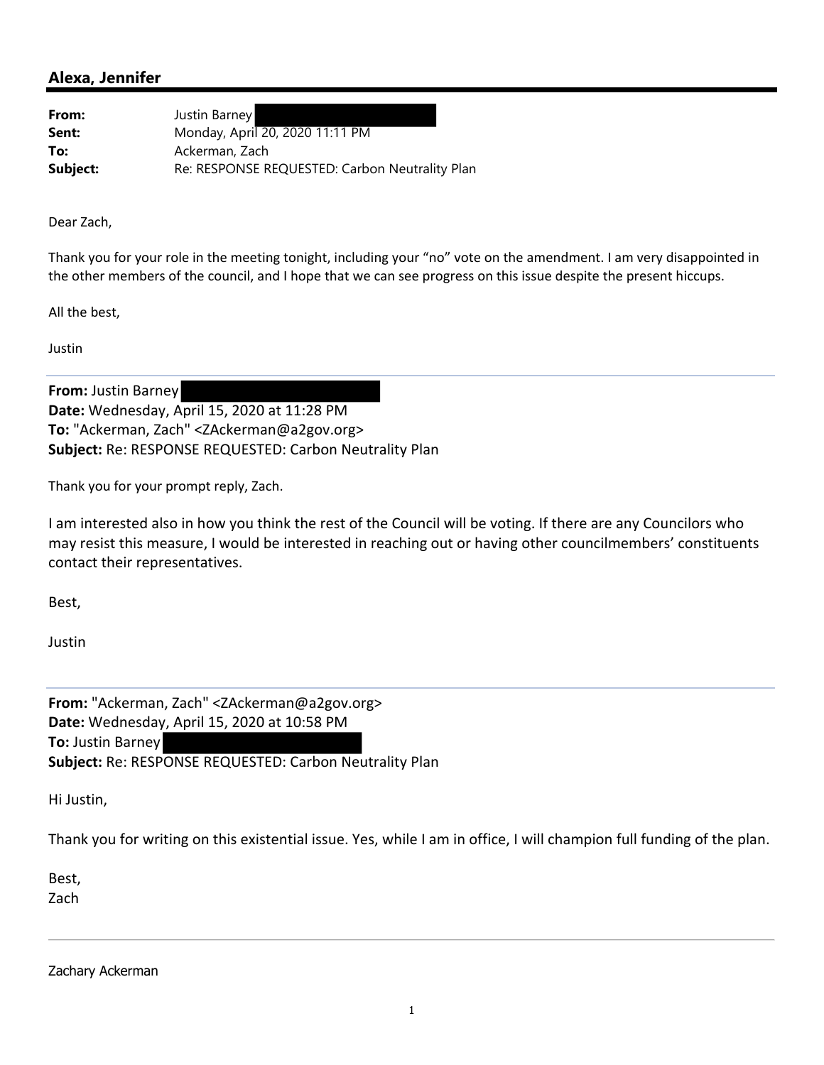## Alexa, Jennifer

**From:** Justin Barney
**Sent:** Monday, April 20, 2020 11:11 PM
**To:** Ackerman, Zach
**Subject:** Re: RESPONSE REQUESTED: Carbon Neutrality Plan

Dear Zach,

Thank you for your role in the meeting tonight, including your "no" vote on the amendment. I am very disappointed in the other members of the council, and I hope that we can see progress on this issue despite the present hiccups.

All the best,

Justin

---

**From:** Justin Barney
**Date:** Wednesday, April 15, 2020 at 11:28 PM
**To:** "Ackerman, Zach" <ZAckerman@a2gov.org>
**Subject:** Re: RESPONSE REQUESTED: Carbon Neutrality Plan

Thank you for your prompt reply, Zach.

I am interested also in how you think the rest of the Council will be voting. If there are any Councilors who may resist this measure, I would be interested in reaching out or having other councilmembers' constituents contact their representatives.

Best,

Justin

---

**From:** "Ackerman, Zach" <ZAckerman@a2gov.org>
**Date:** Wednesday, April 15, 2020 at 10:58 PM
**To:** Justin Barney
**Subject:** Re: RESPONSE REQUESTED: Carbon Neutrality Plan

Hi Justin,

Thank you for writing on this existential issue. Yes, while I am in office, I will champion full funding of the plan.

Best,
Zach

---

Zachary Ackerman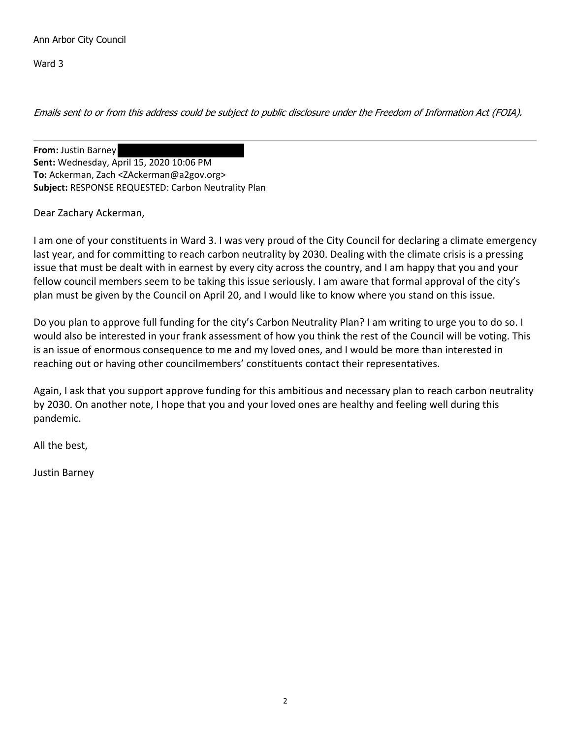Ann Arbor City Council

Ward 3

*Emails sent to or from this address could be subject to public disclosure under the Freedom of Information Act (FOIA).*

---

**From:** Justin Barney
**Sent:** Wednesday, April 15, 2020 10:06 PM
**To:** Ackerman, Zach <ZAckerman@a2gov.org>
**Subject:** RESPONSE REQUESTED: Carbon Neutrality Plan

Dear Zachary Ackerman,

I am one of your constituents in Ward 3. I was very proud of the City Council for declaring a climate emergency last year, and for committing to reach carbon neutrality by 2030. Dealing with the climate crisis is a pressing issue that must be dealt with in earnest by every city across the country, and I am happy that you and your fellow council members seem to be taking this issue seriously. I am aware that formal approval of the city's plan must be given by the Council on April 20, and I would like to know where you stand on this issue.

Do you plan to approve full funding for the city's Carbon Neutrality Plan? I am writing to urge you to do so. I would also be interested in your frank assessment of how you think the rest of the Council will be voting. This is an issue of enormous consequence to me and my loved ones, and I would be more than interested in reaching out or having other councilmembers' constituents contact their representatives.

Again, I ask that you support approve funding for this ambitious and necessary plan to reach carbon neutrality by 2030. On another note, I hope that you and your loved ones are healthy and feeling well during this pandemic.

All the best,

Justin Barney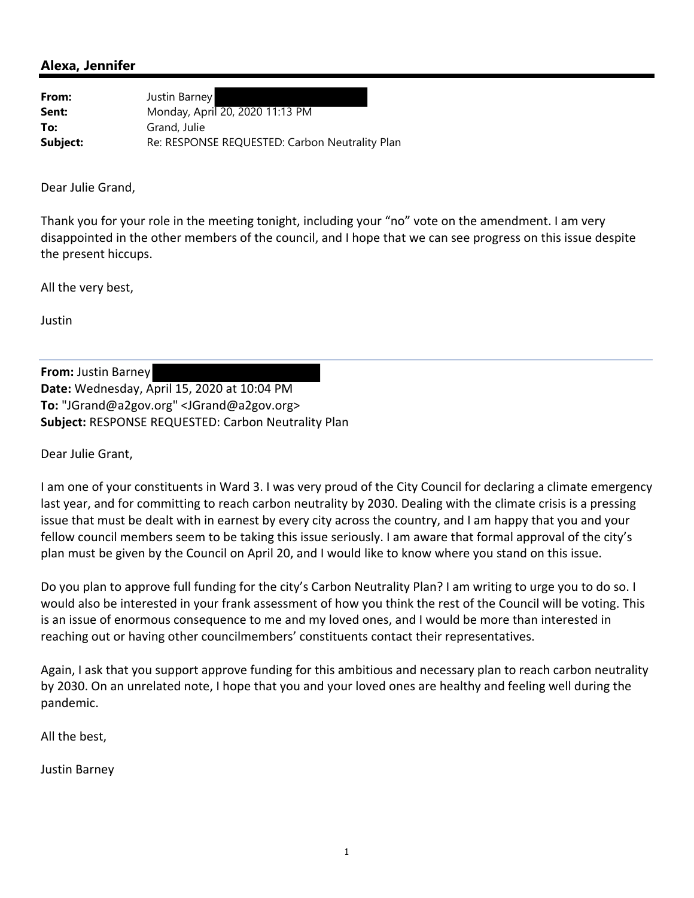## Alexa, Jennifer

**From:** Justin Barney
**Sent:** Monday, April 20, 2020 11:13 PM
**To:** Grand, Julie
**Subject:** Re: RESPONSE REQUESTED: Carbon Neutrality Plan

Dear Julie Grand,

Thank you for your role in the meeting tonight, including your "no" vote on the amendment. I am very disappointed in the other members of the council, and I hope that we can see progress on this issue despite the present hiccups.

All the very best,

Justin

---

**From:** Justin Barney
**Date:** Wednesday, April 15, 2020 at 10:04 PM
**To:** "JGrand@a2gov.org" <JGrand@a2gov.org>
**Subject:** RESPONSE REQUESTED: Carbon Neutrality Plan

Dear Julie Grant,

I am one of your constituents in Ward 3. I was very proud of the City Council for declaring a climate emergency last year, and for committing to reach carbon neutrality by 2030. Dealing with the climate crisis is a pressing issue that must be dealt with in earnest by every city across the country, and I am happy that you and your fellow council members seem to be taking this issue seriously. I am aware that formal approval of the city's plan must be given by the Council on April 20, and I would like to know where you stand on this issue.

Do you plan to approve full funding for the city's Carbon Neutrality Plan? I am writing to urge you to do so. I would also be interested in your frank assessment of how you think the rest of the Council will be voting. This is an issue of enormous consequence to me and my loved ones, and I would be more than interested in reaching out or having other councilmembers' constituents contact their representatives.

Again, I ask that you support approve funding for this ambitious and necessary plan to reach carbon neutrality by 2030. On an unrelated note, I hope that you and your loved ones are healthy and feeling well during the pandemic.

All the best,

Justin Barney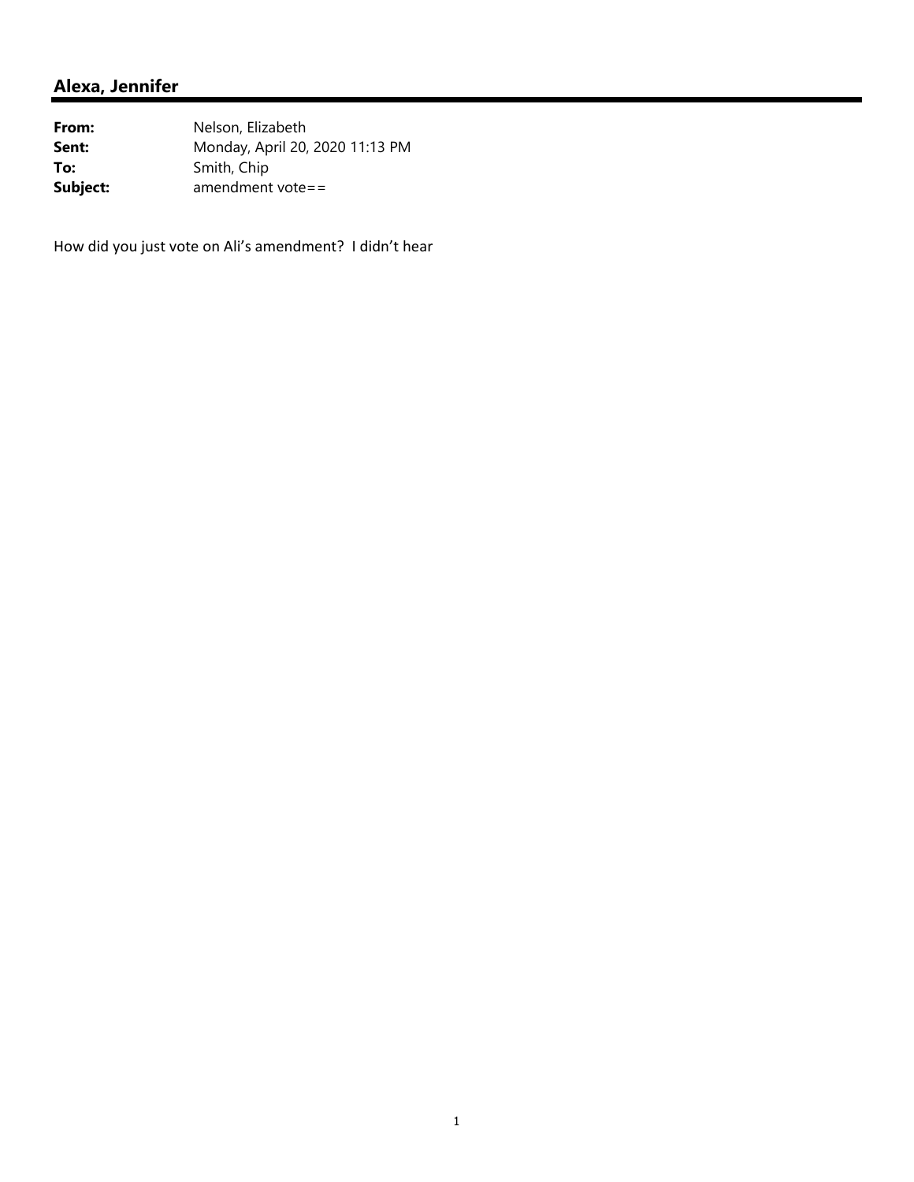## Alexa, Jennifer

**From:** Nelson, Elizabeth
**Sent:** Monday, April 20, 2020 11:13 PM
**To:** Smith, Chip
**Subject:** amendment vote==

How did you just vote on Ali's amendment? I didn't hear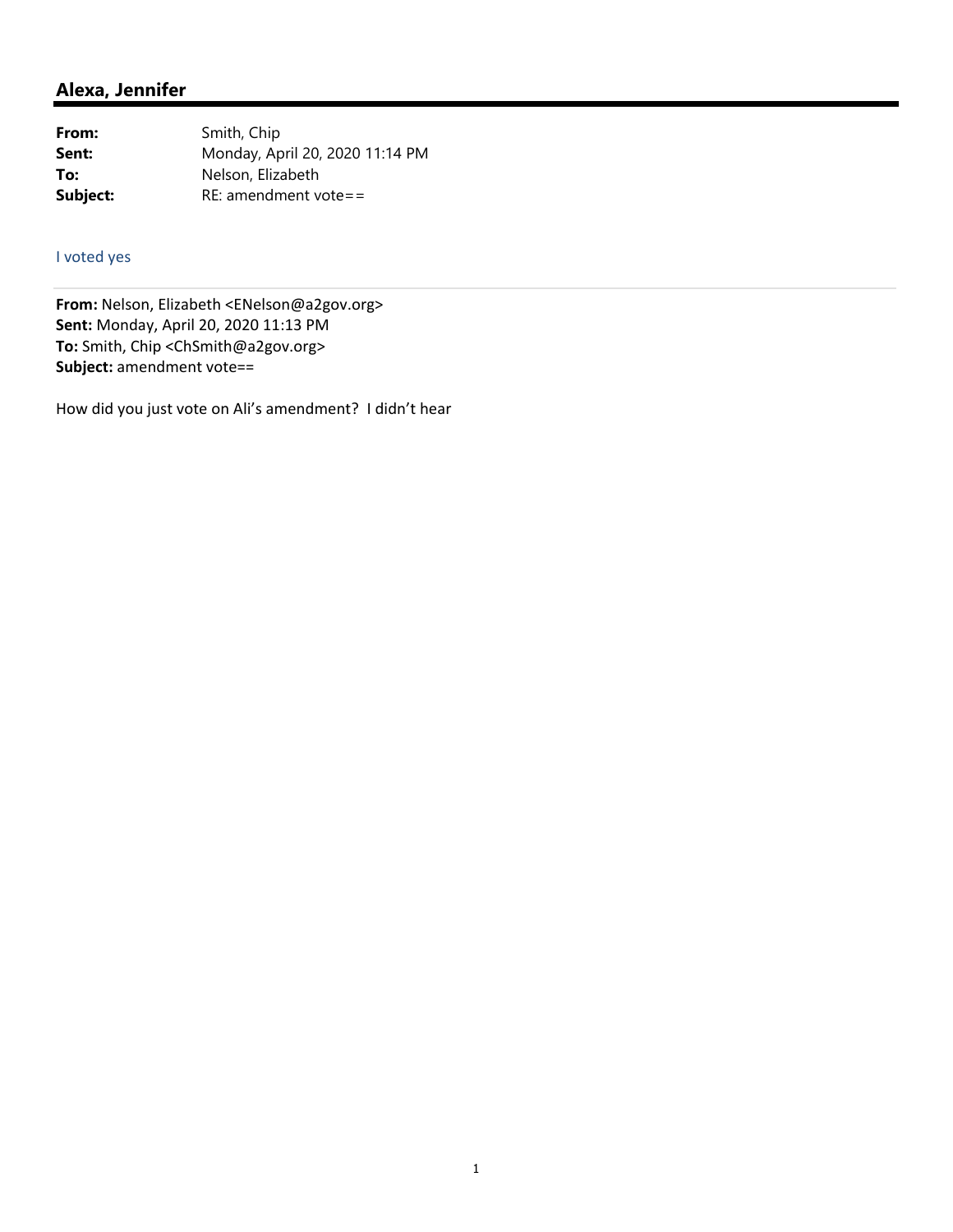## Alexa, Jennifer

| | |
|---|---|
| **From:** | Smith, Chip |
| **Sent:** | Monday, April 20, 2020 11:14 PM |
| **To:** | Nelson, Elizabeth |
| **Subject:** | RE: amendment vote== |

I voted yes

**From:** Nelson, Elizabeth <ENelson@a2gov.org>
**Sent:** Monday, April 20, 2020 11:13 PM
**To:** Smith, Chip <ChSmith@a2gov.org>
**Subject:** amendment vote==

How did you just vote on Ali's amendment? I didn't hear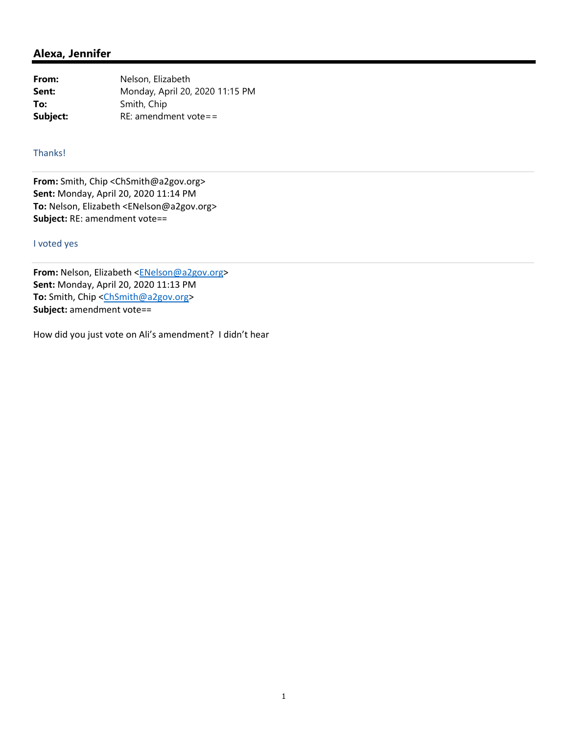## Alexa, Jennifer

**From:** Nelson, Elizabeth
**Sent:** Monday, April 20, 2020 11:15 PM
**To:** Smith, Chip
**Subject:** RE: amendment vote==

Thanks!

---

**From:** Smith, Chip <ChSmith@a2gov.org>
**Sent:** Monday, April 20, 2020 11:14 PM
**To:** Nelson, Elizabeth <ENelson@a2gov.org>
**Subject:** RE: amendment vote==

I voted yes

---

**From:** Nelson, Elizabeth <ENelson@a2gov.org>
**Sent:** Monday, April 20, 2020 11:13 PM
**To:** Smith, Chip <ChSmith@a2gov.org>
**Subject:** amendment vote==

How did you just vote on Ali's amendment? I didn't hear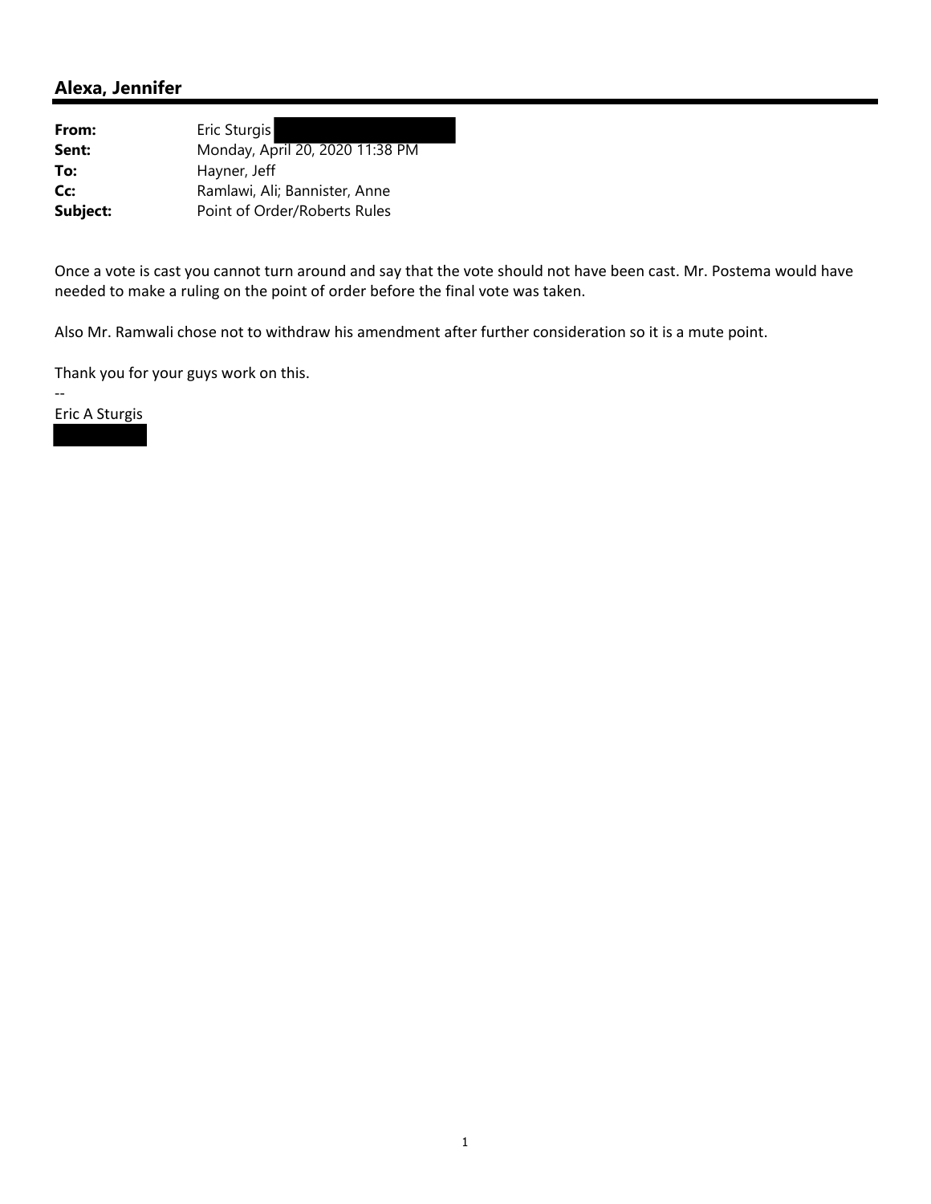## Alexa, Jennifer

| | |
|---|---|
| **From:** | Eric Sturgis |
| **Sent:** | Monday, April 20, 2020 11:38 PM |
| **To:** | Hayner, Jeff |
| **Cc:** | Ramlawi, Ali; Bannister, Anne |
| **Subject:** | Point of Order/Roberts Rules |

Once a vote is cast you cannot turn around and say that the vote should not have been cast. Mr. Postema would have needed to make a ruling on the point of order before the final vote was taken.

Also Mr. Ramwali chose not to withdraw his amendment after further consideration so it is a mute point.

Thank you for your guys work on this.

--

Eric A Sturgis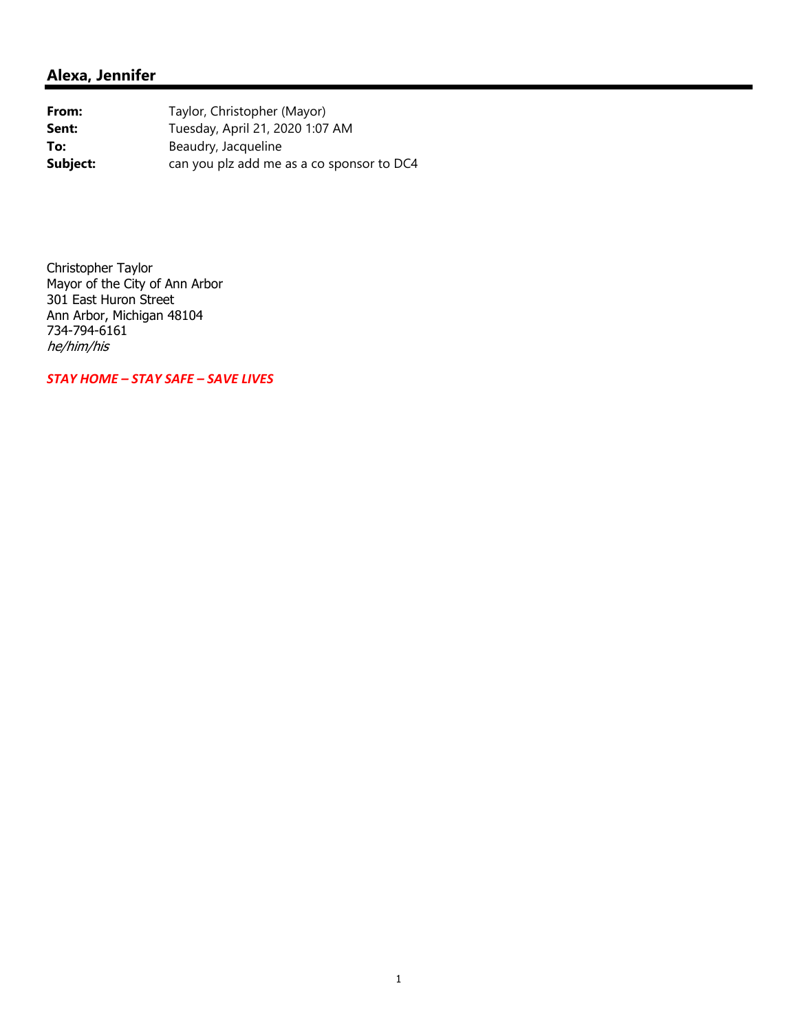## Alexa, Jennifer

| | |
|---|---|
| **From:** | Taylor, Christopher (Mayor) |
| **Sent:** | Tuesday, April 21, 2020 1:07 AM |
| **To:** | Beaudry, Jacqueline |
| **Subject:** | can you plz add me as a co sponsor to DC4 |

Christopher Taylor
Mayor of the City of Ann Arbor
301 East Huron Street
Ann Arbor, Michigan 48104
734-794-6161
*he/him/his*

***STAY HOME – STAY SAFE – SAVE LIVES***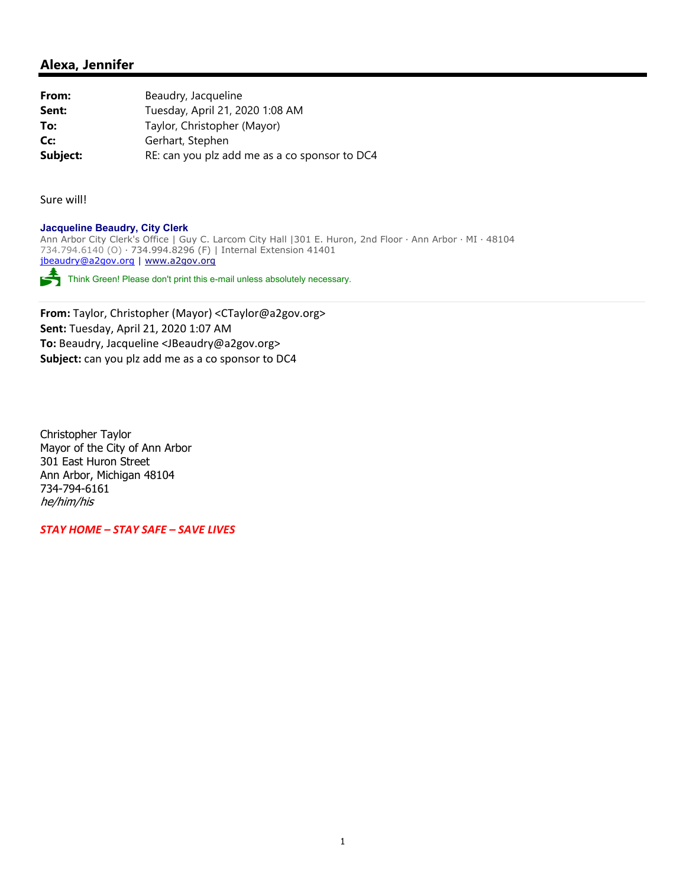## Alexa, Jennifer

| | |
|---|---|
| **From:** | Beaudry, Jacqueline |
| **Sent:** | Tuesday, April 21, 2020 1:08 AM |
| **To:** | Taylor, Christopher (Mayor) |
| **Cc:** | Gerhart, Stephen |
| **Subject:** | RE: can you plz add me as a co sponsor to DC4 |

Sure will!

**Jacqueline Beaudry, City Clerk**
Ann Arbor City Clerk's Office | Guy C. Larcom City Hall |301 E. Huron, 2nd Floor · Ann Arbor · MI · 48104
734.794.6140 (O) · 734.994.8296 (F) | Internal Extension 41401
jbeaudry@a2gov.org | www.a2gov.org

Think Green! Please don't print this e-mail unless absolutely necessary.

---

**From:** Taylor, Christopher (Mayor) <CTaylor@a2gov.org>
**Sent:** Tuesday, April 21, 2020 1:07 AM
**To:** Beaudry, Jacqueline <JBeaudry@a2gov.org>
**Subject:** can you plz add me as a co sponsor to DC4

Christopher Taylor
Mayor of the City of Ann Arbor
301 East Huron Street
Ann Arbor, Michigan 48104
734-794-6161
*he/him/his*

***STAY HOME – STAY SAFE – SAVE LIVES***